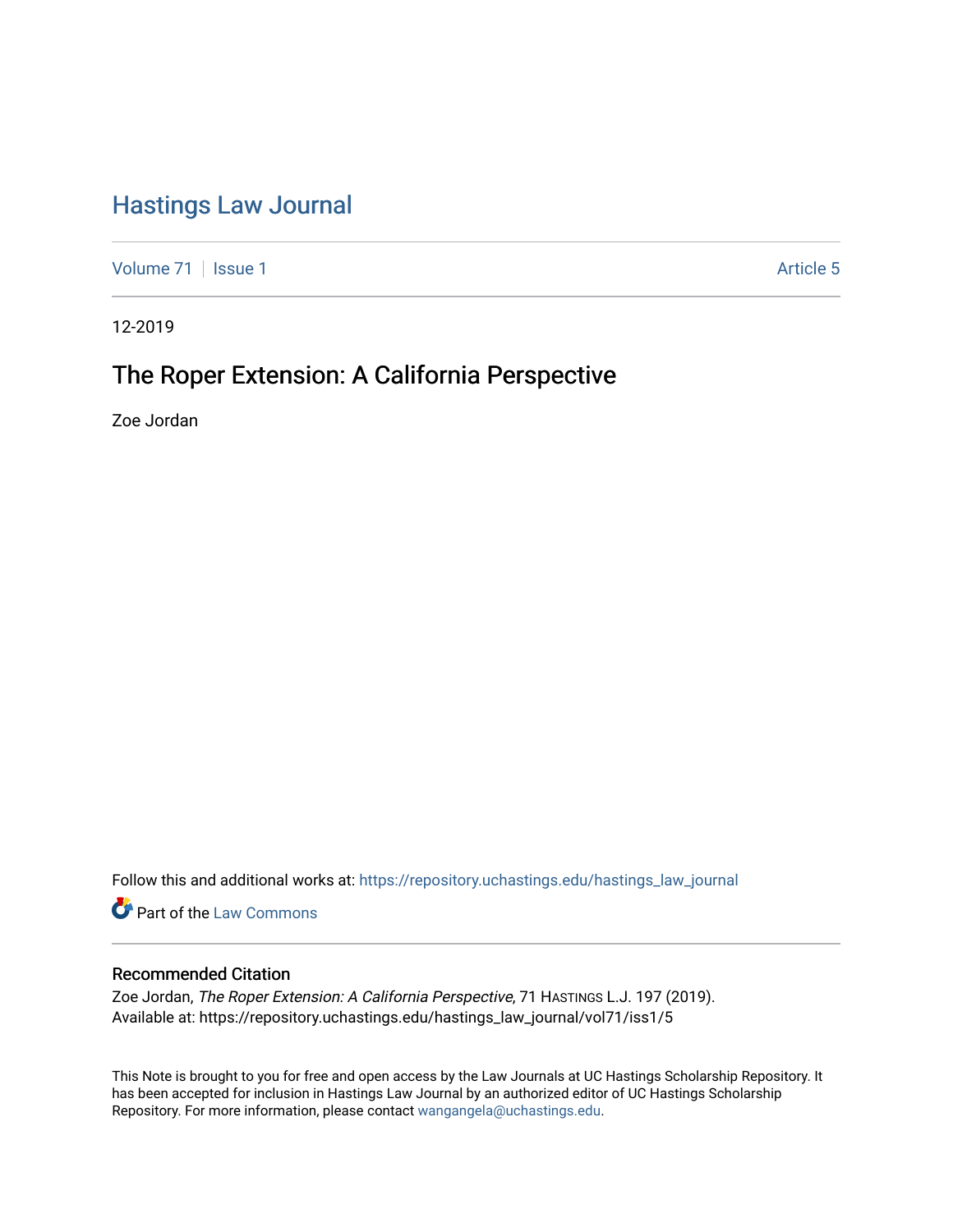# Hastings Law Journal

Volume 71 | Issue 1 | Article 5

12-2019

## The Roper Extension: A California Perspective

Zoe Jordan

Follow this and additional works at: https://repository.uchastings.edu/hastings_law_journal

Part of the Law Commons

### Recommended Citation

Zoe Jordan, *The Roper Extension: A California Perspective*, 71 HASTINGS L.J. 197 (2019).
Available at: https://repository.uchastings.edu/hastings_law_journal/vol71/iss1/5

This Note is brought to you for free and open access by the Law Journals at UC Hastings Scholarship Repository. It has been accepted for inclusion in Hastings Law Journal by an authorized editor of UC Hastings Scholarship Repository. For more information, please contact wangangela@uchastings.edu.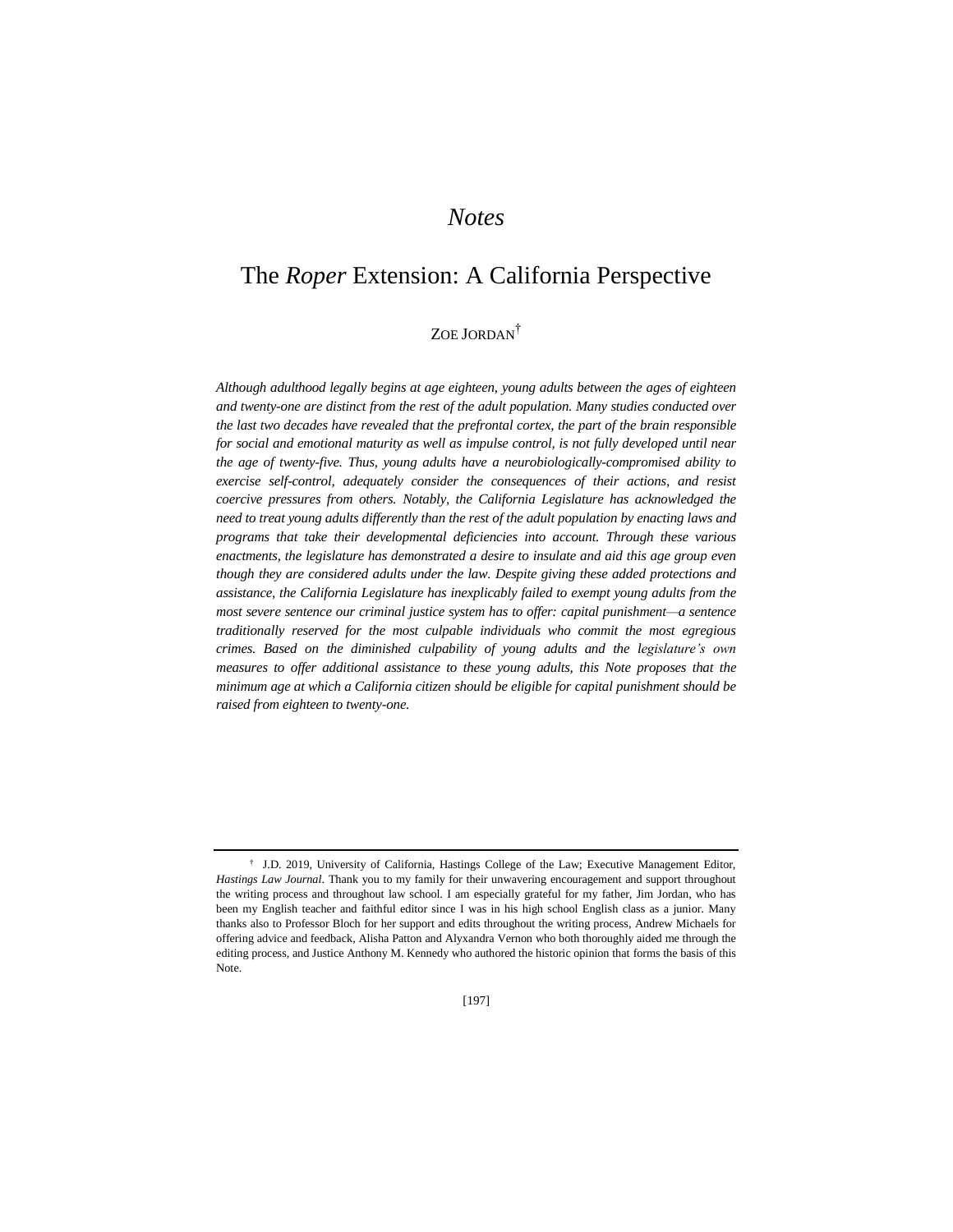## *Notes*

# The *Roper* Extension: A California Perspective

ZOE JORDAN[†]

*Although adulthood legally begins at age eighteen, young adults between the ages of eighteen and twenty-one are distinct from the rest of the adult population. Many studies conducted over the last two decades have revealed that the prefrontal cortex, the part of the brain responsible for social and emotional maturity as well as impulse control, is not fully developed until near the age of twenty-five. Thus, young adults have a neurobiologically-compromised ability to exercise self-control, adequately consider the consequences of their actions, and resist coercive pressures from others. Notably, the California Legislature has acknowledged the need to treat young adults differently than the rest of the adult population by enacting laws and programs that take their developmental deficiencies into account. Through these various enactments, the legislature has demonstrated a desire to insulate and aid this age group even though they are considered adults under the law. Despite giving these added protections and assistance, the California Legislature has inexplicably failed to exempt young adults from the most severe sentence our criminal justice system has to offer: capital punishment—a sentence traditionally reserved for the most culpable individuals who commit the most egregious crimes. Based on the diminished culpability of young adults and the legislature's own measures to offer additional assistance to these young adults, this Note proposes that the minimum age at which a California citizen should be eligible for capital punishment should be raised from eighteen to twenty-one.*

---

[†] J.D. 2019, University of California, Hastings College of the Law; Executive Management Editor, *Hastings Law Journal*. Thank you to my family for their unwavering encouragement and support throughout the writing process and throughout law school. I am especially grateful for my father, Jim Jordan, who has been my English teacher and faithful editor since I was in his high school English class as a junior. Many thanks also to Professor Bloch for her support and edits throughout the writing process, Andrew Michaels for offering advice and feedback, Alisha Patton and Alyxandra Vernon who both thoroughly aided me through the editing process, and Justice Anthony M. Kennedy who authored the historic opinion that forms the basis of this Note.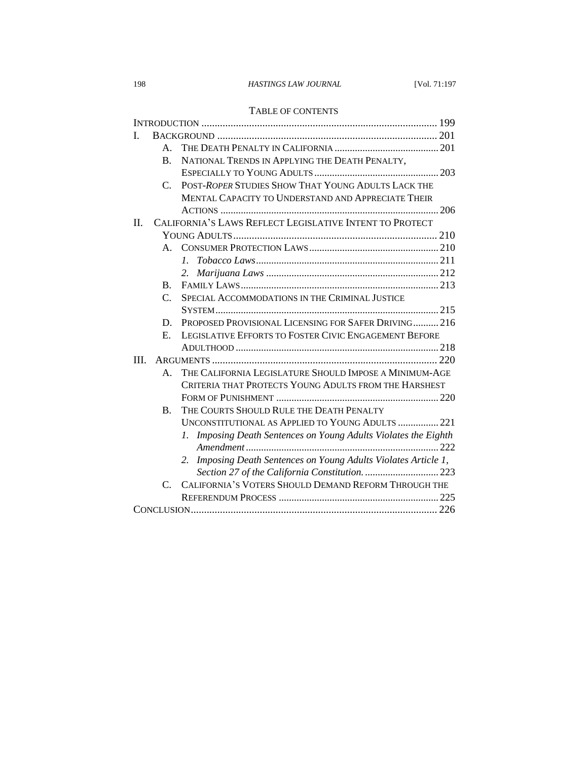## TABLE OF CONTENTS

INTRODUCTION ........................................................................................ 199

I. BACKGROUND .................................................................................. 201

  A. THE DEATH PENALTY IN CALIFORNIA ......................................... 201

  B. NATIONAL TRENDS IN APPLYING THE DEATH PENALTY, ESPECIALLY TO YOUNG ADULTS ................................................ 203

  C. POST-*ROPER* STUDIES SHOW THAT YOUNG ADULTS LACK THE MENTAL CAPACITY TO UNDERSTAND AND APPRECIATE THEIR ACTIONS ..................................................................................... 206

II. CALIFORNIA'S LAWS REFLECT LEGISLATIVE INTENT TO PROTECT YOUNG ADULTS ............................................................................. 210

  A. CONSUMER PROTECTION LAWS .................................................. 210

    1. *Tobacco Laws* ........................................................................ 211

    2. *Marijuana Laws* .................................................................... 212

  B. FAMILY LAWS ............................................................................. 213

  C. SPECIAL ACCOMMODATIONS IN THE CRIMINAL JUSTICE SYSTEM ....................................................................................... 215

  D. PROPOSED PROVISIONAL LICENSING FOR SAFER DRIVING .......... 216

  E. LEGISLATIVE EFFORTS TO FOSTER CIVIC ENGAGEMENT BEFORE ADULTHOOD ............................................................................... 218

III. ARGUMENTS ..................................................................................... 220

  A. THE CALIFORNIA LEGISLATURE SHOULD IMPOSE A MINIMUM-AGE CRITERIA THAT PROTECTS YOUNG ADULTS FROM THE HARSHEST FORM OF PUNISHMENT ............................................................... 220

  B. THE COURTS SHOULD RULE THE DEATH PENALTY UNCONSTITUTIONAL AS APPLIED TO YOUNG ADULTS ................ 221

    1. *Imposing Death Sentences on Young Adults Violates the Eighth Amendment* ........................................................................... 222

    2. *Imposing Death Sentences on Young Adults Violates Article 1, Section 27 of the California Constitution.* ............................. 223

  C. CALIFORNIA'S VOTERS SHOULD DEMAND REFORM THROUGH THE REFERENDUM PROCESS .............................................................. 225

CONCLUSION ............................................................................................. 226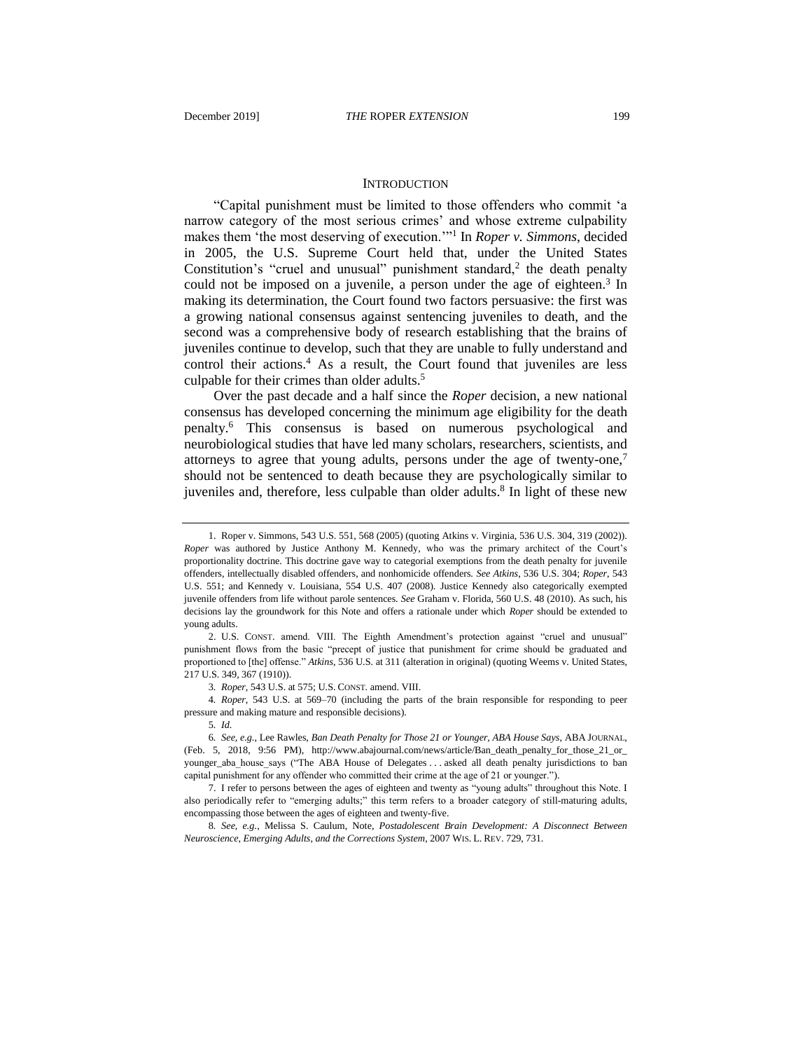## INTRODUCTION

"Capital punishment must be limited to those offenders who commit 'a narrow category of the most serious crimes' and whose extreme culpability makes them 'the most deserving of execution.'"[1] In *Roper v. Simmons*, decided in 2005, the U.S. Supreme Court held that, under the United States Constitution's "cruel and unusual" punishment standard,[2] the death penalty could not be imposed on a juvenile, a person under the age of eighteen.[3] In making its determination, the Court found two factors persuasive: the first was a growing national consensus against sentencing juveniles to death, and the second was a comprehensive body of research establishing that the brains of juveniles continue to develop, such that they are unable to fully understand and control their actions.[4] As a result, the Court found that juveniles are less culpable for their crimes than older adults.[5]

Over the past decade and a half since the *Roper* decision, a new national consensus has developed concerning the minimum age eligibility for the death penalty.[6] This consensus is based on numerous psychological and neurobiological studies that have led many scholars, researchers, scientists, and attorneys to agree that young adults, persons under the age of twenty-one,[7] should not be sentenced to death because they are psychologically similar to juveniles and, therefore, less culpable than older adults.[8] In light of these new

---

1. Roper v. Simmons, 543 U.S. 551, 568 (2005) (quoting Atkins v. Virginia, 536 U.S. 304, 319 (2002)). *Roper* was authored by Justice Anthony M. Kennedy, who was the primary architect of the Court's proportionality doctrine. This doctrine gave way to categorial exemptions from the death penalty for juvenile offenders, intellectually disabled offenders, and nonhomicide offenders. *See Atkins*, 536 U.S. 304; *Roper*, 543 U.S. 551; and Kennedy v. Louisiana, 554 U.S. 407 (2008). Justice Kennedy also categorically exempted juvenile offenders from life without parole sentences. *See* Graham v. Florida, 560 U.S. 48 (2010). As such, his decisions lay the groundwork for this Note and offers a rationale under which *Roper* should be extended to young adults.

2. U.S. CONST. amend. VIII. The Eighth Amendment's protection against "cruel and unusual" punishment flows from the basic "precept of justice that punishment for crime should be graduated and proportioned to [the] offense." *Atkins*, 536 U.S. at 311 (alteration in original) (quoting Weems v. United States, 217 U.S. 349, 367 (1910)).

3. *Roper*, 543 U.S. at 575; U.S. CONST. amend. VIII.

4. *Roper*, 543 U.S. at 569–70 (including the parts of the brain responsible for responding to peer pressure and making mature and responsible decisions).

5. *Id.*

6. *See, e.g.*, Lee Rawles, *Ban Death Penalty for Those 21 or Younger, ABA House Says*, ABA JOURNAL, (Feb. 5, 2018, 9:56 PM), http://www.abajournal.com/news/article/Ban_death_penalty_for_those_21_or_younger_aba_house_says ("The ABA House of Delegates . . . asked all death penalty jurisdictions to ban capital punishment for any offender who committed their crime at the age of 21 or younger.").

7. I refer to persons between the ages of eighteen and twenty as "young adults" throughout this Note. I also periodically refer to "emerging adults;" this term refers to a broader category of still-maturing adults, encompassing those between the ages of eighteen and twenty-five.

8. *See, e.g.*, Melissa S. Caulum, Note, *Postadolescent Brain Development: A Disconnect Between Neuroscience, Emerging Adults, and the Corrections System*, 2007 WIS. L. REV. 729, 731.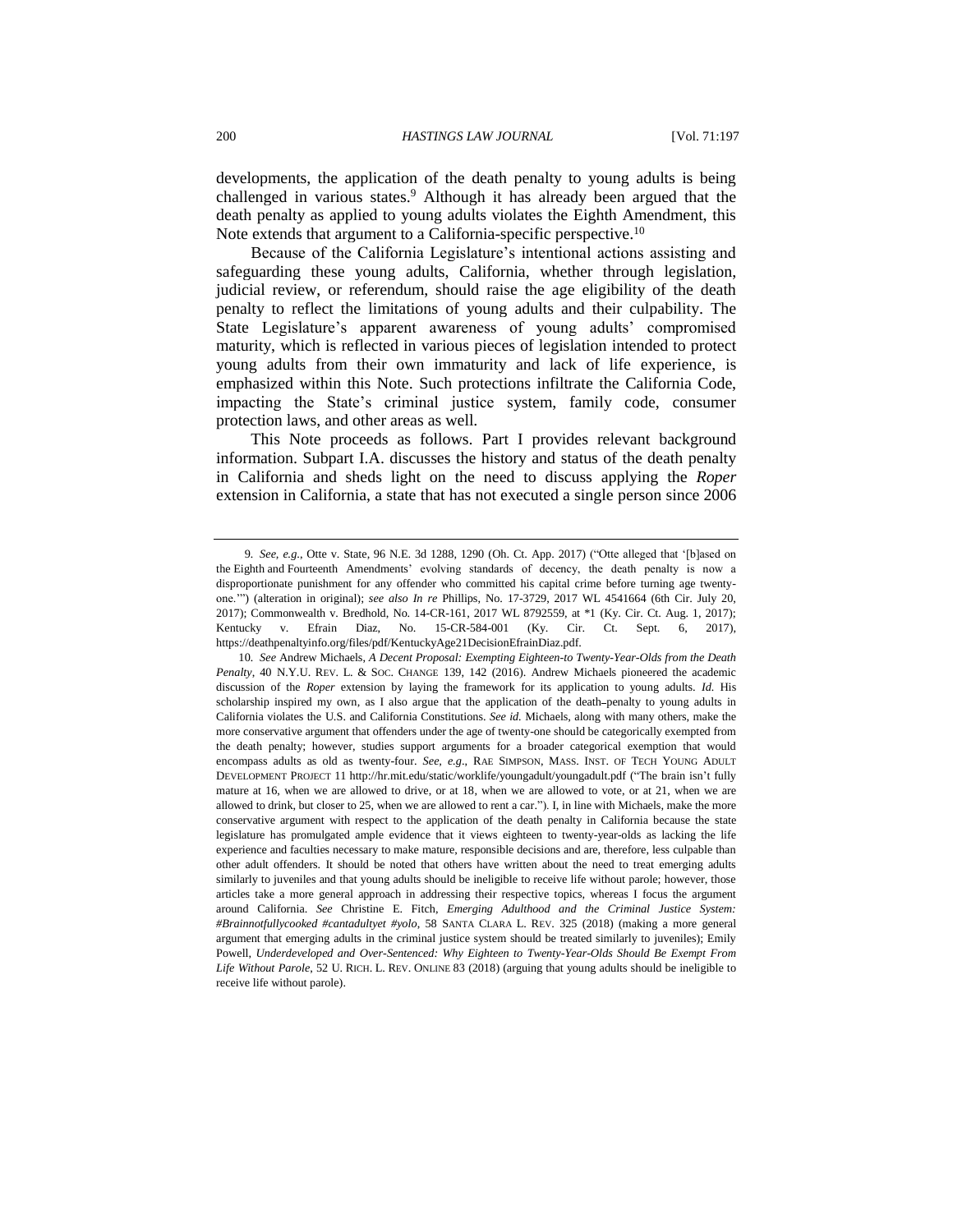developments, the application of the death penalty to young adults is being challenged in various states.[9] Although it has already been argued that the death penalty as applied to young adults violates the Eighth Amendment, this Note extends that argument to a California-specific perspective.[10]

Because of the California Legislature's intentional actions assisting and safeguarding these young adults, California, whether through legislation, judicial review, or referendum, should raise the age eligibility of the death penalty to reflect the limitations of young adults and their culpability. The State Legislature's apparent awareness of young adults' compromised maturity, which is reflected in various pieces of legislation intended to protect young adults from their own immaturity and lack of life experience, is emphasized within this Note. Such protections infiltrate the California Code, impacting the State's criminal justice system, family code, consumer protection laws, and other areas as well.

This Note proceeds as follows. Part I provides relevant background information. Subpart I.A. discusses the history and status of the death penalty in California and sheds light on the need to discuss applying the *Roper* extension in California, a state that has not executed a single person since 2006

---

9. *See, e.g.*, Otte v. State, 96 N.E. 3d 1288, 1290 (Oh. Ct. App. 2017) ("Otte alleged that '[b]ased on the Eighth and Fourteenth Amendments' evolving standards of decency, the death penalty is now a disproportionate punishment for any offender who committed his capital crime before turning age twenty-one.'") (alteration in original); *see also In re* Phillips, No. 17-3729, 2017 WL 4541664 (6th Cir. July 20, 2017); Commonwealth v. Bredhold, No. 14-CR-161, 2017 WL 8792559, at *1 (Ky. Cir. Ct. Aug. 1, 2017); Kentucky v. Efrain Diaz, No. 15-CR-584-001 (Ky. Cir. Ct. Sept. 6, 2017), https://deathpenaltyinfo.org/files/pdf/KentuckyAge21DecisionEfrainDiaz.pdf.

10. *See* Andrew Michaels, *A Decent Proposal: Exempting Eighteen-to Twenty-Year-Olds from the Death Penalty*, 40 N.Y.U. REV. L. & SOC. CHANGE 139, 142 (2016). Andrew Michaels pioneered the academic discussion of the *Roper* extension by laying the framework for its application to young adults. *Id.* His scholarship inspired my own, as I also argue that the application of the death penalty to young adults in California violates the U.S. and California Constitutions. *See id.* Michaels, along with many others, make the more conservative argument that offenders under the age of twenty-one should be categorically exempted from the death penalty; however, studies support arguments for a broader categorical exemption that would encompass adults as old as twenty-four. *See, e.g.*, RAE SIMPSON, MASS. INST. OF TECH YOUNG ADULT DEVELOPMENT PROJECT 11 http://hr.mit.edu/static/worklife/youngadult/youngadult.pdf ("The brain isn't fully mature at 16, when we are allowed to drive, or at 18, when we are allowed to vote, or at 21, when we are allowed to drink, but closer to 25, when we are allowed to rent a car."). I, in line with Michaels, make the more conservative argument with respect to the application of the death penalty in California because the state legislature has promulgated ample evidence that it views eighteen to twenty-year-olds as lacking the life experience and faculties necessary to make mature, responsible decisions and are, therefore, less culpable than other adult offenders. It should be noted that others have written about the need to treat emerging adults similarly to juveniles and that young adults should be ineligible to receive life without parole; however, those articles take a more general approach in addressing their respective topics, whereas I focus the argument around California. *See* Christine E. Fitch, *Emerging Adulthood and the Criminal Justice System: #Brainnotfullycooked #cantadultyet #yolo*, 58 SANTA CLARA L. REV. 325 (2018) (making a more general argument that emerging adults in the criminal justice system should be treated similarly to juveniles); Emily Powell, *Underdeveloped and Over-Sentenced: Why Eighteen to Twenty-Year-Olds Should Be Exempt From Life Without Parole*, 52 U. RICH. L. REV. ONLINE 83 (2018) (arguing that young adults should be ineligible to receive life without parole).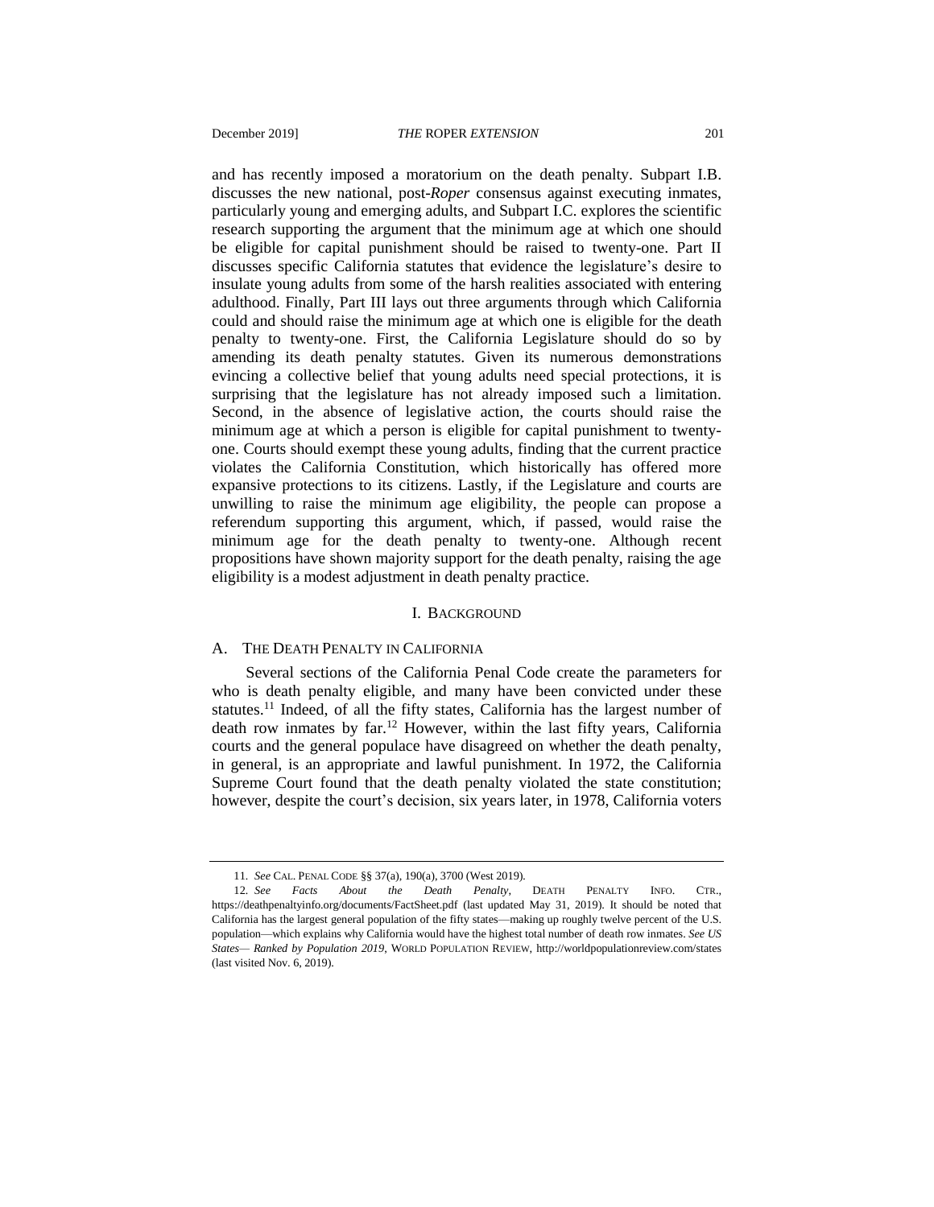and has recently imposed a moratorium on the death penalty. Subpart I.B. discusses the new national, post-*Roper* consensus against executing inmates, particularly young and emerging adults, and Subpart I.C. explores the scientific research supporting the argument that the minimum age at which one should be eligible for capital punishment should be raised to twenty-one. Part II discusses specific California statutes that evidence the legislature's desire to insulate young adults from some of the harsh realities associated with entering adulthood. Finally, Part III lays out three arguments through which California could and should raise the minimum age at which one is eligible for the death penalty to twenty-one. First, the California Legislature should do so by amending its death penalty statutes. Given its numerous demonstrations evincing a collective belief that young adults need special protections, it is surprising that the legislature has not already imposed such a limitation. Second, in the absence of legislative action, the courts should raise the minimum age at which a person is eligible for capital punishment to twenty-one. Courts should exempt these young adults, finding that the current practice violates the California Constitution, which historically has offered more expansive protections to its citizens. Lastly, if the Legislature and courts are unwilling to raise the minimum age eligibility, the people can propose a referendum supporting this argument, which, if passed, would raise the minimum age for the death penalty to twenty-one. Although recent propositions have shown majority support for the death penalty, raising the age eligibility is a modest adjustment in death penalty practice.

## I. BACKGROUND

### A. THE DEATH PENALTY IN CALIFORNIA

Several sections of the California Penal Code create the parameters for who is death penalty eligible, and many have been convicted under these statutes.[11] Indeed, of all the fifty states, California has the largest number of death row inmates by far.[12] However, within the last fifty years, California courts and the general populace have disagreed on whether the death penalty, in general, is an appropriate and lawful punishment. In 1972, the California Supreme Court found that the death penalty violated the state constitution; however, despite the court's decision, six years later, in 1978, California voters

---

11. *See* CAL. PENAL CODE §§ 37(a), 190(a), 3700 (West 2019).

12. *See Facts About the Death Penalty*, DEATH PENALTY INFO. CTR., https://deathpenaltyinfo.org/documents/FactSheet.pdf (last updated May 31, 2019). It should be noted that California has the largest general population of the fifty states—making up roughly twelve percent of the U.S. population—which explains why California would have the highest total number of death row inmates. *See US States— Ranked by Population 2019*, WORLD POPULATION REVIEW, http://worldpopulationreview.com/states (last visited Nov. 6, 2019).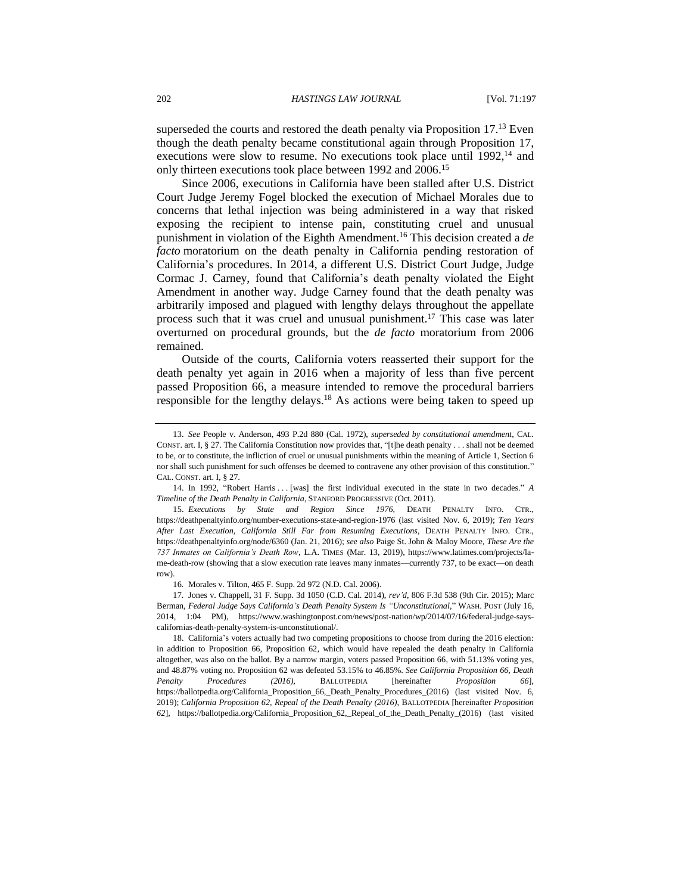superseded the courts and restored the death penalty via Proposition 17.[13] Even though the death penalty became constitutional again through Proposition 17, executions were slow to resume. No executions took place until 1992,[14] and only thirteen executions took place between 1992 and 2006.[15]

Since 2006, executions in California have been stalled after U.S. District Court Judge Jeremy Fogel blocked the execution of Michael Morales due to concerns that lethal injection was being administered in a way that risked exposing the recipient to intense pain, constituting cruel and unusual punishment in violation of the Eighth Amendment.[16] This decision created a *de facto* moratorium on the death penalty in California pending restoration of California's procedures. In 2014, a different U.S. District Court Judge, Judge Cormac J. Carney, found that California's death penalty violated the Eight Amendment in another way. Judge Carney found that the death penalty was arbitrarily imposed and plagued with lengthy delays throughout the appellate process such that it was cruel and unusual punishment.[17] This case was later overturned on procedural grounds, but the *de facto* moratorium from 2006 remained.

Outside of the courts, California voters reasserted their support for the death penalty yet again in 2016 when a majority of less than five percent passed Proposition 66, a measure intended to remove the procedural barriers responsible for the lengthy delays.[18] As actions were being taken to speed up

---

13. *See* People v. Anderson, 493 P.2d 880 (Cal. 1972), *superseded by constitutional amendment*, CAL. CONST. art. I, § 27. The California Constitution now provides that, "[t]he death penalty . . . shall not be deemed to be, or to constitute, the infliction of cruel or unusual punishments within the meaning of Article 1, Section 6 nor shall such punishment for such offenses be deemed to contravene any other provision of this constitution." CAL. CONST. art. I, § 27.

14. In 1992, "Robert Harris . . . [was] the first individual executed in the state in two decades." *A Timeline of the Death Penalty in California*, STANFORD PROGRESSIVE (Oct. 2011).

15. *Executions by State and Region Since 1976*, DEATH PENALTY INFO. CTR., https://deathpenaltyinfo.org/number-executions-state-and-region-1976 (last visited Nov. 6, 2019); *Ten Years After Last Execution, California Still Far from Resuming Executions*, DEATH PENALTY INFO. CTR., https://deathpenaltyinfo.org/node/6360 (Jan. 21, 2016); *see also* Paige St. John & Maloy Moore, *These Are the 737 Inmates on California's Death Row*, L.A. TIMES (Mar. 13, 2019), https://www.latimes.com/projects/la-me-death-row (showing that a slow execution rate leaves many inmates—currently 737, to be exact—on death row).

16. Morales v. Tilton, 465 F. Supp. 2d 972 (N.D. Cal. 2006).

17. Jones v. Chappell, 31 F. Supp. 3d 1050 (C.D. Cal. 2014), *rev'd*, 806 F.3d 538 (9th Cir. 2015); Marc Berman, *Federal Judge Says California's Death Penalty System Is "Unconstitutional*," WASH. POST (July 16, 2014, 1:04 PM), https://www.washingtonpost.com/news/post-nation/wp/2014/07/16/federal-judge-says-californias-death-penalty-system-is-unconstitutional/.

18. California's voters actually had two competing propositions to choose from during the 2016 election: in addition to Proposition 66, Proposition 62, which would have repealed the death penalty in California altogether, was also on the ballot. By a narrow margin, voters passed Proposition 66, with 51.13% voting yes, and 48.87% voting no. Proposition 62 was defeated 53.15% to 46.85%. *See California Proposition 66, Death Penalty Procedures (2016)*, BALLOTPEDIA [hereinafter *Proposition 66*], https://ballotpedia.org/California_Proposition_66,_Death_Penalty_Procedures_(2016) (last visited Nov. 6, 2019); *California Proposition 62, Repeal of the Death Penalty (2016)*, BALLOTPEDIA [hereinafter *Proposition 62*], https://ballotpedia.org/California_Proposition_62,_Repeal_of_the_Death_Penalty_(2016) (last visited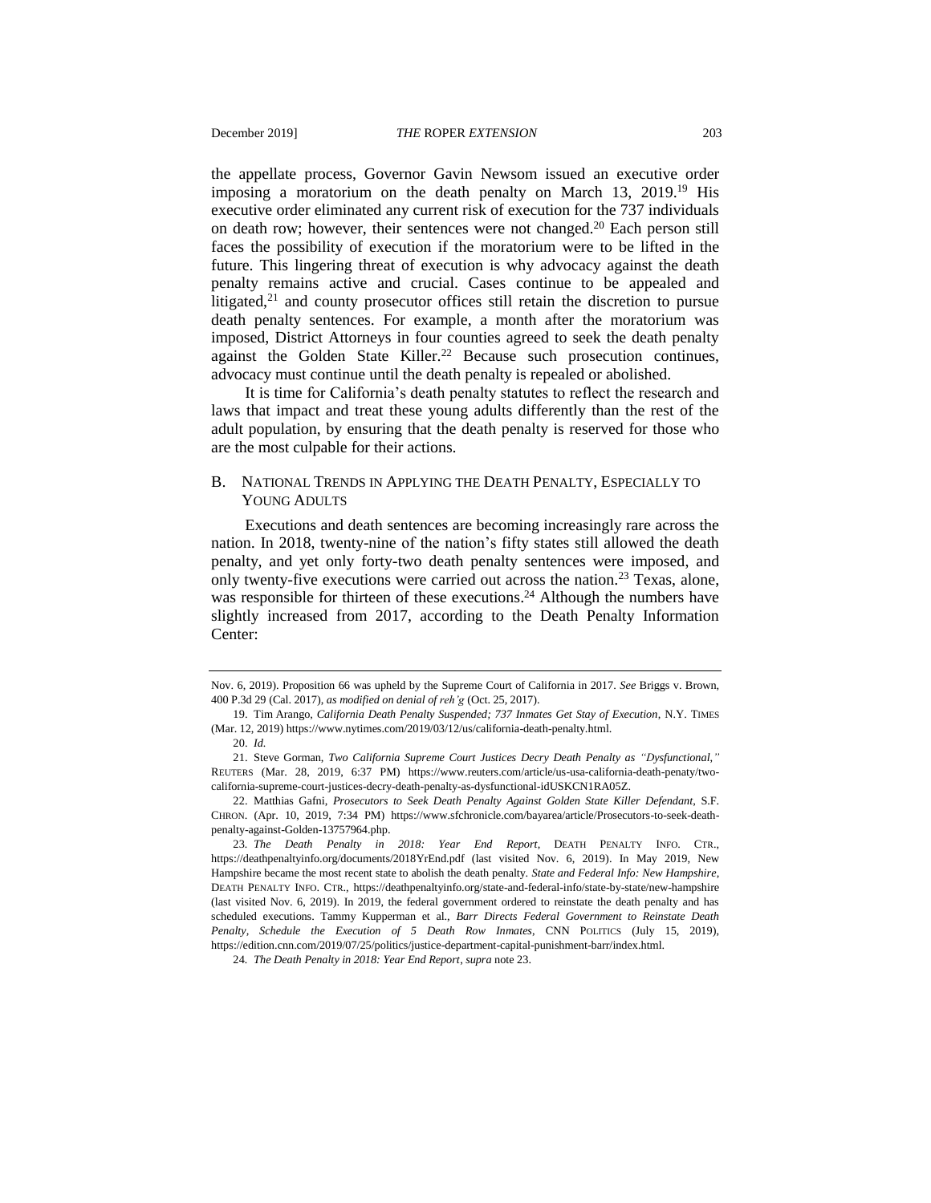the appellate process, Governor Gavin Newsom issued an executive order imposing a moratorium on the death penalty on March 13, 2019.[19] His executive order eliminated any current risk of execution for the 737 individuals on death row; however, their sentences were not changed.[20] Each person still faces the possibility of execution if the moratorium were to be lifted in the future. This lingering threat of execution is why advocacy against the death penalty remains active and crucial. Cases continue to be appealed and litigated,[21] and county prosecutor offices still retain the discretion to pursue death penalty sentences. For example, a month after the moratorium was imposed, District Attorneys in four counties agreed to seek the death penalty against the Golden State Killer.[22] Because such prosecution continues, advocacy must continue until the death penalty is repealed or abolished.

It is time for California's death penalty statutes to reflect the research and laws that impact and treat these young adults differently than the rest of the adult population, by ensuring that the death penalty is reserved for those who are the most culpable for their actions.

## B. National Trends in Applying the Death Penalty, Especially to Young Adults

Executions and death sentences are becoming increasingly rare across the nation. In 2018, twenty-nine of the nation's fifty states still allowed the death penalty, and yet only forty-two death penalty sentences were imposed, and only twenty-five executions were carried out across the nation.[23] Texas, alone, was responsible for thirteen of these executions.[24] Although the numbers have slightly increased from 2017, according to the Death Penalty Information Center:

---

Nov. 6, 2019). Proposition 66 was upheld by the Supreme Court of California in 2017. *See* Briggs v. Brown, 400 P.3d 29 (Cal. 2017), *as modified on denial of reh'g* (Oct. 25, 2017).

19. Tim Arango, *California Death Penalty Suspended; 737 Inmates Get Stay of Execution*, N.Y. TIMES (Mar. 12, 2019) https://www.nytimes.com/2019/03/12/us/california-death-penalty.html.

20. *Id.*

21. Steve Gorman, *Two California Supreme Court Justices Decry Death Penalty as "Dysfunctional,"* REUTERS (Mar. 28, 2019, 6:37 PM) https://www.reuters.com/article/us-usa-california-death-penaty/two-california-supreme-court-justices-decry-death-penalty-as-dysfunctional-idUSKCN1RA05Z.

22. Matthias Gafni, *Prosecutors to Seek Death Penalty Against Golden State Killer Defendant*, S.F. CHRON. (Apr. 10, 2019, 7:34 PM) https://www.sfchronicle.com/bayarea/article/Prosecutors-to-seek-death-penalty-against-Golden-13757964.php.

23. *The Death Penalty in 2018: Year End Report*, DEATH PENALTY INFO. CTR., https://deathpenaltyinfo.org/documents/2018YrEnd.pdf (last visited Nov. 6, 2019). In May 2019, New Hampshire became the most recent state to abolish the death penalty. *State and Federal Info: New Hampshire*, DEATH PENALTY INFO. CTR., https://deathpenaltyinfo.org/state-and-federal-info/state-by-state/new-hampshire (last visited Nov. 6, 2019). In 2019, the federal government ordered to reinstate the death penalty and has scheduled executions. Tammy Kupperman et al., *Barr Directs Federal Government to Reinstate Death Penalty, Schedule the Execution of 5 Death Row Inmates*, CNN POLITICS (July 15, 2019), https://edition.cnn.com/2019/07/25/politics/justice-department-capital-punishment-barr/index.html.

24. *The Death Penalty in 2018: Year End Report*, *supra* note 23.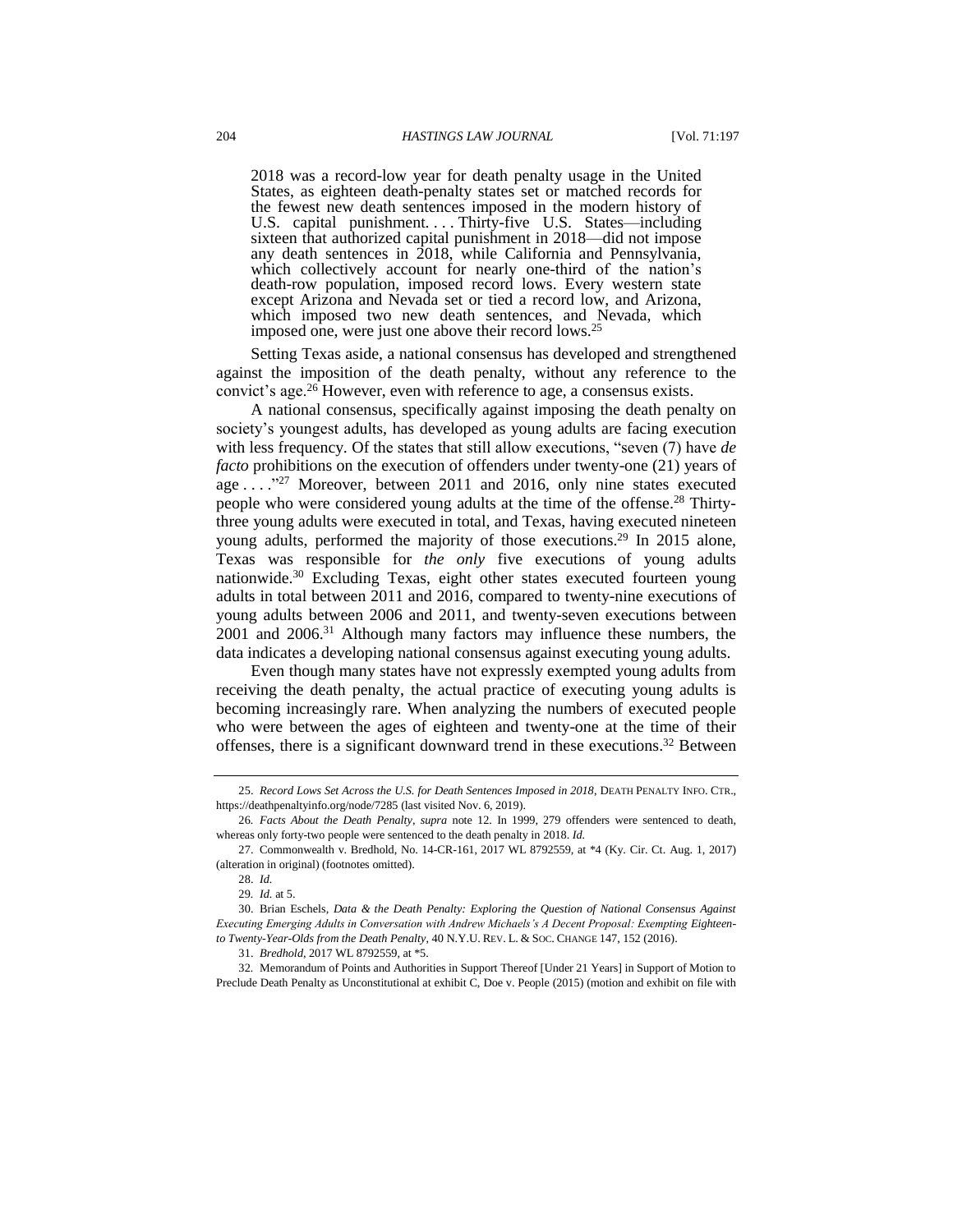> 2018 was a record-low year for death penalty usage in the United States, as eighteen death-penalty states set or matched records for the fewest new death sentences imposed in the modern history of U.S. capital punishment. . . . Thirty-five U.S. States—including sixteen that authorized capital punishment in 2018—did not impose any death sentences in 2018, while California and Pennsylvania, which collectively account for nearly one-third of the nation's death-row population, imposed record lows. Every western state except Arizona and Nevada set or tied a record low, and Arizona, which imposed two new death sentences, and Nevada, which imposed one, were just one above their record lows.[25]

Setting Texas aside, a national consensus has developed and strengthened against the imposition of the death penalty, without any reference to the convict's age.[26] However, even with reference to age, a consensus exists.

A national consensus, specifically against imposing the death penalty on society's youngest adults, has developed as young adults are facing execution with less frequency. Of the states that still allow executions, "seven (7) have *de facto* prohibitions on the execution of offenders under twenty-one (21) years of age . . . ."[27] Moreover, between 2011 and 2016, only nine states executed people who were considered young adults at the time of the offense.[28] Thirty-three young adults were executed in total, and Texas, having executed nineteen young adults, performed the majority of those executions.[29] In 2015 alone, Texas was responsible for *the only* five executions of young adults nationwide.[30] Excluding Texas, eight other states executed fourteen young adults in total between 2011 and 2016, compared to twenty-nine executions of young adults between 2006 and 2011, and twenty-seven executions between 2001 and 2006.[31] Although many factors may influence these numbers, the data indicates a developing national consensus against executing young adults.

Even though many states have not expressly exempted young adults from receiving the death penalty, the actual practice of executing young adults is becoming increasingly rare. When analyzing the numbers of executed people who were between the ages of eighteen and twenty-one at the time of their offenses, there is a significant downward trend in these executions.[32] Between

---

25. *Record Lows Set Across the U.S. for Death Sentences Imposed in 2018*, DEATH PENALTY INFO. CTR., https://deathpenaltyinfo.org/node/7285 (last visited Nov. 6, 2019).

26. *Facts About the Death Penalty*, *supra* note 12. In 1999, 279 offenders were sentenced to death, whereas only forty-two people were sentenced to the death penalty in 2018. *Id.*

27. Commonwealth v. Bredhold, No. 14-CR-161, 2017 WL 8792559, at *4 (Ky. Cir. Ct. Aug. 1, 2017) (alteration in original) (footnotes omitted).

28. *Id.*

29. *Id.* at 5.

30. Brian Eschels, *Data & the Death Penalty: Exploring the Question of National Consensus Against Executing Emerging Adults in Conversation with Andrew Michaels's A Decent Proposal: Exempting Eighteen- to Twenty-Year-Olds from the Death Penalty*, 40 N.Y.U. REV. L. & SOC. CHANGE 147, 152 (2016).

31. *Bredhold*, 2017 WL 8792559, at *5.

32. Memorandum of Points and Authorities in Support Thereof [Under 21 Years] in Support of Motion to Preclude Death Penalty as Unconstitutional at exhibit C, Doe v. People (2015) (motion and exhibit on file with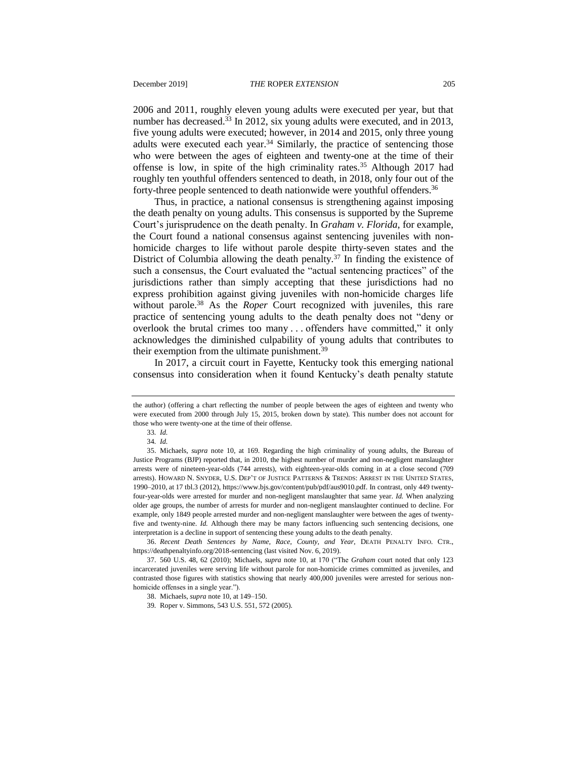2006 and 2011, roughly eleven young adults were executed per year, but that number has decreased.[33] In 2012, six young adults were executed, and in 2013, five young adults were executed; however, in 2014 and 2015, only three young adults were executed each year.[34] Similarly, the practice of sentencing those who were between the ages of eighteen and twenty-one at the time of their offense is low, in spite of the high criminality rates.[35] Although 2017 had roughly ten youthful offenders sentenced to death, in 2018, only four out of the forty-three people sentenced to death nationwide were youthful offenders.[36]

Thus, in practice, a national consensus is strengthening against imposing the death penalty on young adults. This consensus is supported by the Supreme Court's jurisprudence on the death penalty. In *Graham v. Florida*, for example, the Court found a national consensus against sentencing juveniles with non-homicide charges to life without parole despite thirty-seven states and the District of Columbia allowing the death penalty.[37] In finding the existence of such a consensus, the Court evaluated the "actual sentencing practices" of the jurisdictions rather than simply accepting that these jurisdictions had no express prohibition against giving juveniles with non-homicide charges life without parole.[38] As the *Roper* Court recognized with juveniles, this rare practice of sentencing young adults to the death penalty does not "deny or overlook the brutal crimes too many . . . offenders have committed," it only acknowledges the diminished culpability of young adults that contributes to their exemption from the ultimate punishment.[39]

In 2017, a circuit court in Fayette, Kentucky took this emerging national consensus into consideration when it found Kentucky's death penalty statute

---

the author) (offering a chart reflecting the number of people between the ages of eighteen and twenty who were executed from 2000 through July 15, 2015, broken down by state). This number does not account for those who were twenty-one at the time of their offense.

33. *Id.*

34. *Id.*

35. Michaels, *supra* note 10, at 169. Regarding the high criminality of young adults, the Bureau of Justice Programs (BJP) reported that, in 2010, the highest number of murder and non-negligent manslaughter arrests were of nineteen-year-olds (744 arrests), with eighteen-year-olds coming in at a close second (709 arrests). HOWARD N. SNYDER, U.S. DEP'T OF JUSTICE PATTERNS & TRENDS: ARREST IN THE UNITED STATES, 1990–2010, at 17 tbl.3 (2012), https://www.bjs.gov/content/pub/pdf/aus9010.pdf. In contrast, only 449 twenty-four-year-olds were arrested for murder and non-negligent manslaughter that same year. *Id.* When analyzing older age groups, the number of arrests for murder and non-negligent manslaughter continued to decline. For example, only 1849 people arrested murder and non-negligent manslaughter were between the ages of twenty-five and twenty-nine. *Id.* Although there may be many factors influencing such sentencing decisions, one interpretation is a decline in support of sentencing these young adults to the death penalty.

36. *Recent Death Sentences by Name, Race, County, and Year*, DEATH PENALTY INFO. CTR., https://deathpenaltyinfo.org/2018-sentencing (last visited Nov. 6, 2019).

37. 560 U.S. 48, 62 (2010); Michaels, *supra* note 10, at 170 ("The *Graham* court noted that only 123 incarcerated juveniles were serving life without parole for non-homicide crimes committed as juveniles, and contrasted those figures with statistics showing that nearly 400,000 juveniles were arrested for serious non-homicide offenses in a single year.").

38. Michaels, *supra* note 10, at 149–150.

39. Roper v. Simmons, 543 U.S. 551, 572 (2005).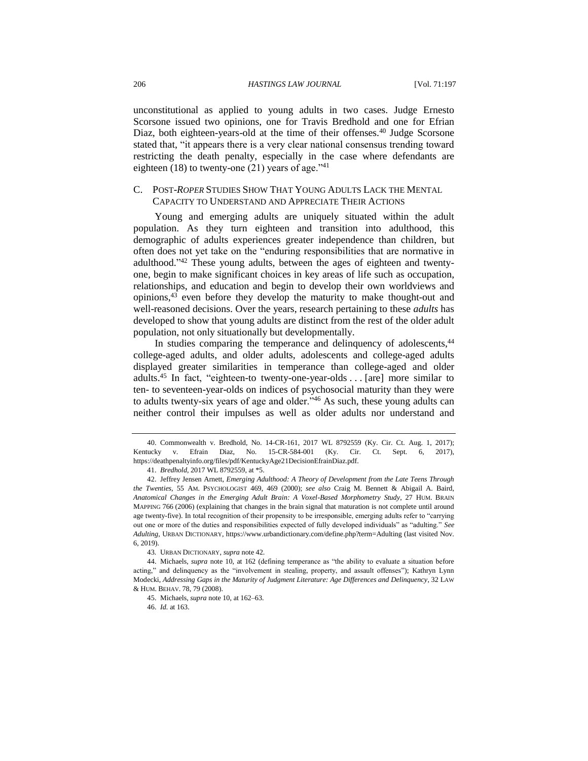unconstitutional as applied to young adults in two cases. Judge Ernesto Scorsone issued two opinions, one for Travis Bredhold and one for Efrian Diaz, both eighteen-years-old at the time of their offenses.[40] Judge Scorsone stated that, "it appears there is a very clear national consensus trending toward restricting the death penalty, especially in the case where defendants are eighteen (18) to twenty-one (21) years of age."[41]

### C. Post-*Roper* Studies Show That Young Adults Lack the Mental Capacity to Understand and Appreciate Their Actions

Young and emerging adults are uniquely situated within the adult population. As they turn eighteen and transition into adulthood, this demographic of adults experiences greater independence than children, but often does not yet take on the "enduring responsibilities that are normative in adulthood."[42] These young adults, between the ages of eighteen and twenty-one, begin to make significant choices in key areas of life such as occupation, relationships, and education and begin to develop their own worldviews and opinions,[43] even before they develop the maturity to make thought-out and well-reasoned decisions. Over the years, research pertaining to these *adults* has developed to show that young adults are distinct from the rest of the older adult population, not only situationally but developmentally.

In studies comparing the temperance and delinquency of adolescents,[44] college-aged adults, and older adults, adolescents and college-aged adults displayed greater similarities in temperance than college-aged and older adults.[45] In fact, "eighteen-to twenty-one-year-olds . . . [are] more similar to ten- to seventeen-year-olds on indices of psychosocial maturity than they were to adults twenty-six years of age and older."[46] As such, these young adults can neither control their impulses as well as older adults nor understand and

---

40. Commonwealth v. Bredhold, No. 14-CR-161, 2017 WL 8792559 (Ky. Cir. Ct. Aug. 1, 2017); Kentucky v. Efrain Diaz, No. 15-CR-584-001 (Ky. Cir. Ct. Sept. 6, 2017), https://deathpenaltyinfo.org/files/pdf/KentuckyAge21DecisionEfrainDiaz.pdf.

41. *Bredhold*, 2017 WL 8792559, at *5.

42. Jeffrey Jensen Arnett, *Emerging Adulthood: A Theory of Development from the Late Teens Through the Twenties*, 55 Am. Psychologist 469, 469 (2000); *see also* Craig M. Bennett & Abigail A. Baird, *Anatomical Changes in the Emerging Adult Brain: A Voxel-Based Morphometry Study*, 27 Hum. Brain Mapping 766 (2006) (explaining that changes in the brain signal that maturation is not complete until around age twenty-five). In total recognition of their propensity to be irresponsible, emerging adults refer to "carrying out one or more of the duties and responsibilities expected of fully developed individuals" as "adulting." *See Adulting*, Urban Dictionary, https://www.urbandictionary.com/define.php?term=Adulting (last visited Nov. 6, 2019).

43. Urban Dictionary, *supra* note 42.

44. Michaels, *supra* note 10, at 162 (defining temperance as "the ability to evaluate a situation before acting," and delinquency as the "involvement in stealing, property, and assault offenses"); Kathryn Lynn Modecki, *Addressing Gaps in the Maturity of Judgment Literature: Age Differences and Delinquency*, 32 Law & Hum. Behav. 78, 79 (2008).

45. Michaels, *supra* note 10, at 162–63.

46. *Id.* at 163.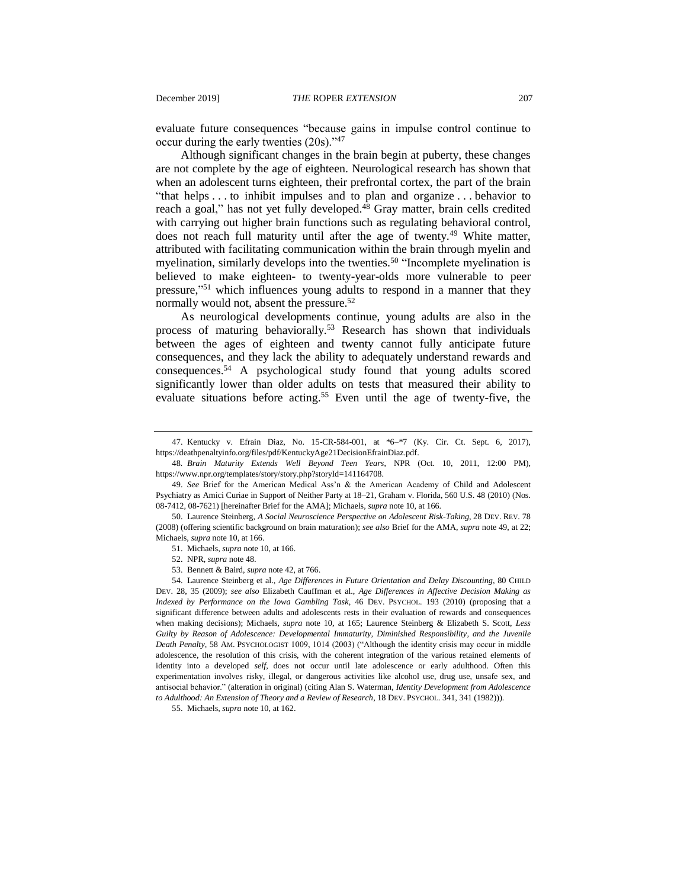evaluate future consequences "because gains in impulse control continue to occur during the early twenties (20s)."[47]

Although significant changes in the brain begin at puberty, these changes are not complete by the age of eighteen. Neurological research has shown that when an adolescent turns eighteen, their prefrontal cortex, the part of the brain "that helps . . . to inhibit impulses and to plan and organize . . . behavior to reach a goal," has not yet fully developed.[48] Gray matter, brain cells credited with carrying out higher brain functions such as regulating behavioral control, does not reach full maturity until after the age of twenty.[49] White matter, attributed with facilitating communication within the brain through myelin and myelination, similarly develops into the twenties.[50] "Incomplete myelination is believed to make eighteen- to twenty-year-olds more vulnerable to peer pressure,"[51] which influences young adults to respond in a manner that they normally would not, absent the pressure.[52]

As neurological developments continue, young adults are also in the process of maturing behaviorally.[53] Research has shown that individuals between the ages of eighteen and twenty cannot fully anticipate future consequences, and they lack the ability to adequately understand rewards and consequences.[54] A psychological study found that young adults scored significantly lower than older adults on tests that measured their ability to evaluate situations before acting.[55] Even until the age of twenty-five, the

---

47. Kentucky v. Efrain Diaz, No. 15-CR-584-001, at *6–*7 (Ky. Cir. Ct. Sept. 6, 2017), https://deathpenaltyinfo.org/files/pdf/KentuckyAge21DecisionEfrainDiaz.pdf.

48. *Brain Maturity Extends Well Beyond Teen Years*, NPR (Oct. 10, 2011, 12:00 PM), https://www.npr.org/templates/story/story.php?storyId=141164708.

49. *See* Brief for the American Medical Ass'n & the American Academy of Child and Adolescent Psychiatry as Amici Curiae in Support of Neither Party at 18–21, Graham v. Florida, 560 U.S. 48 (2010) (Nos. 08-7412, 08-7621) [hereinafter Brief for the AMA]; Michaels, *supra* note 10, at 166.

50. Laurence Steinberg, *A Social Neuroscience Perspective on Adolescent Risk-Taking*, 28 DEV. REV. 78 (2008) (offering scientific background on brain maturation); *see also* Brief for the AMA, *supra* note 49, at 22; Michaels, *supra* note 10, at 166.

51. Michaels, *supra* note 10, at 166.

52. NPR, *supra* note 48.

53. Bennett & Baird, *supra* note 42, at 766.

54. Laurence Steinberg et al., *Age Differences in Future Orientation and Delay Discounting*, 80 CHILD DEV. 28, 35 (2009); *see also* Elizabeth Cauffman et al., *Age Differences in Affective Decision Making as Indexed by Performance on the Iowa Gambling Task*, 46 DEV. PSYCHOL. 193 (2010) (proposing that a significant difference between adults and adolescents rests in their evaluation of rewards and consequences when making decisions); Michaels, *supra* note 10, at 165; Laurence Steinberg & Elizabeth S. Scott, *Less Guilty by Reason of Adolescence: Developmental Immaturity, Diminished Responsibility, and the Juvenile Death Penalty*, 58 AM. PSYCHOLOGIST 1009, 1014 (2003) ("Although the identity crisis may occur in middle adolescence, the resolution of this crisis, with the coherent integration of the various retained elements of identity into a developed *self*, does not occur until late adolescence or early adulthood. Often this experimentation involves risky, illegal, or dangerous activities like alcohol use, drug use, unsafe sex, and antisocial behavior." (alteration in original) (citing Alan S. Waterman, *Identity Development from Adolescence to Adulthood: An Extension of Theory and a Review of Research*, 18 DEV. PSYCHOL. 341, 341 (1982))).

55. Michaels, *supra* note 10, at 162.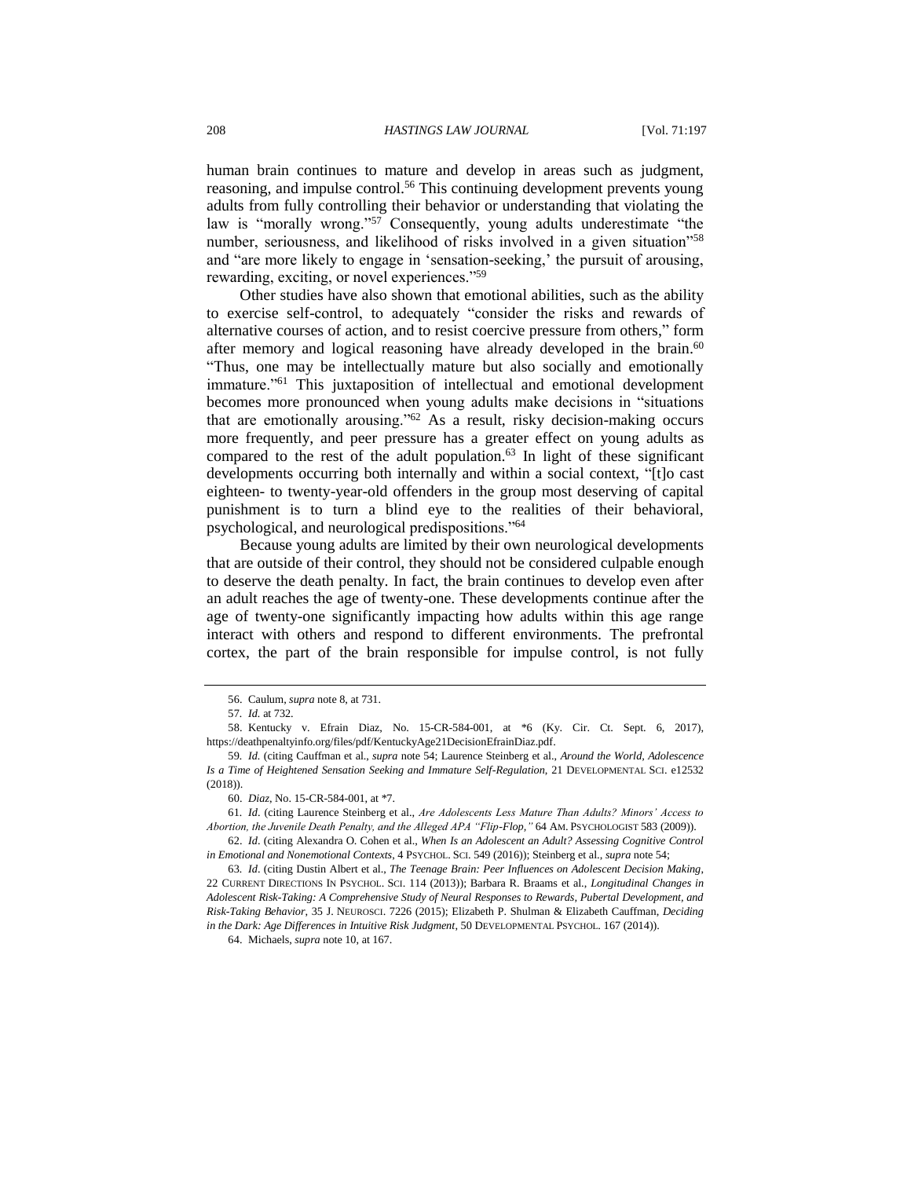human brain continues to mature and develop in areas such as judgment, reasoning, and impulse control.[56] This continuing development prevents young adults from fully controlling their behavior or understanding that violating the law is "morally wrong."[57] Consequently, young adults underestimate "the number, seriousness, and likelihood of risks involved in a given situation"[58] and "are more likely to engage in 'sensation-seeking,' the pursuit of arousing, rewarding, exciting, or novel experiences."[59]

Other studies have also shown that emotional abilities, such as the ability to exercise self-control, to adequately "consider the risks and rewards of alternative courses of action, and to resist coercive pressure from others," form after memory and logical reasoning have already developed in the brain.[60] "Thus, one may be intellectually mature but also socially and emotionally immature."[61] This juxtaposition of intellectual and emotional development becomes more pronounced when young adults make decisions in "situations that are emotionally arousing."[62] As a result, risky decision-making occurs more frequently, and peer pressure has a greater effect on young adults as compared to the rest of the adult population.[63] In light of these significant developments occurring both internally and within a social context, "[t]o cast eighteen- to twenty-year-old offenders in the group most deserving of capital punishment is to turn a blind eye to the realities of their behavioral, psychological, and neurological predispositions."[64]

Because young adults are limited by their own neurological developments that are outside of their control, they should not be considered culpable enough to deserve the death penalty. In fact, the brain continues to develop even after an adult reaches the age of twenty-one. These developments continue after the age of twenty-one significantly impacting how adults within this age range interact with others and respond to different environments. The prefrontal cortex, the part of the brain responsible for impulse control, is not fully

---

56. Caulum, *supra* note 8, at 731.

57. *Id.* at 732.

58. Kentucky v. Efrain Diaz, No. 15-CR-584-001, at *6 (Ky. Cir. Ct. Sept. 6, 2017), https://deathpenaltyinfo.org/files/pdf/KentuckyAge21DecisionEfrainDiaz.pdf.

59. *Id.* (citing Cauffman et al., *supra* note 54; Laurence Steinberg et al., *Around the World, Adolescence Is a Time of Heightened Sensation Seeking and Immature Self-Regulation*, 21 DEVELOPMENTAL SCI. e12532 (2018)).

60. *Diaz*, No. 15-CR-584-001, at *7.

61. *Id*. (citing Laurence Steinberg et al., *Are Adolescents Less Mature Than Adults? Minors' Access to Abortion, the Juvenile Death Penalty, and the Alleged APA "Flip-Flop,"* 64 AM. PSYCHOLOGIST 583 (2009)).

62. *Id*. (citing Alexandra O. Cohen et al., *When Is an Adolescent an Adult? Assessing Cognitive Control in Emotional and Nonemotional Contexts*, 4 PSYCHOL. SCI. 549 (2016)); Steinberg et al., *supra* note 54;

63. *Id*. (citing Dustin Albert et al., *The Teenage Brain: Peer Influences on Adolescent Decision Making*, 22 CURRENT DIRECTIONS IN PSYCHOL. SCI. 114 (2013)); Barbara R. Braams et al., *Longitudinal Changes in Adolescent Risk-Taking: A Comprehensive Study of Neural Responses to Rewards, Pubertal Development, and Risk-Taking Behavior*, 35 J. NEUROSCI. 7226 (2015); Elizabeth P. Shulman & Elizabeth Cauffman, *Deciding in the Dark: Age Differences in Intuitive Risk Judgment*, 50 DEVELOPMENTAL PSYCHOL. 167 (2014)).

64. Michaels, *supra* note 10, at 167.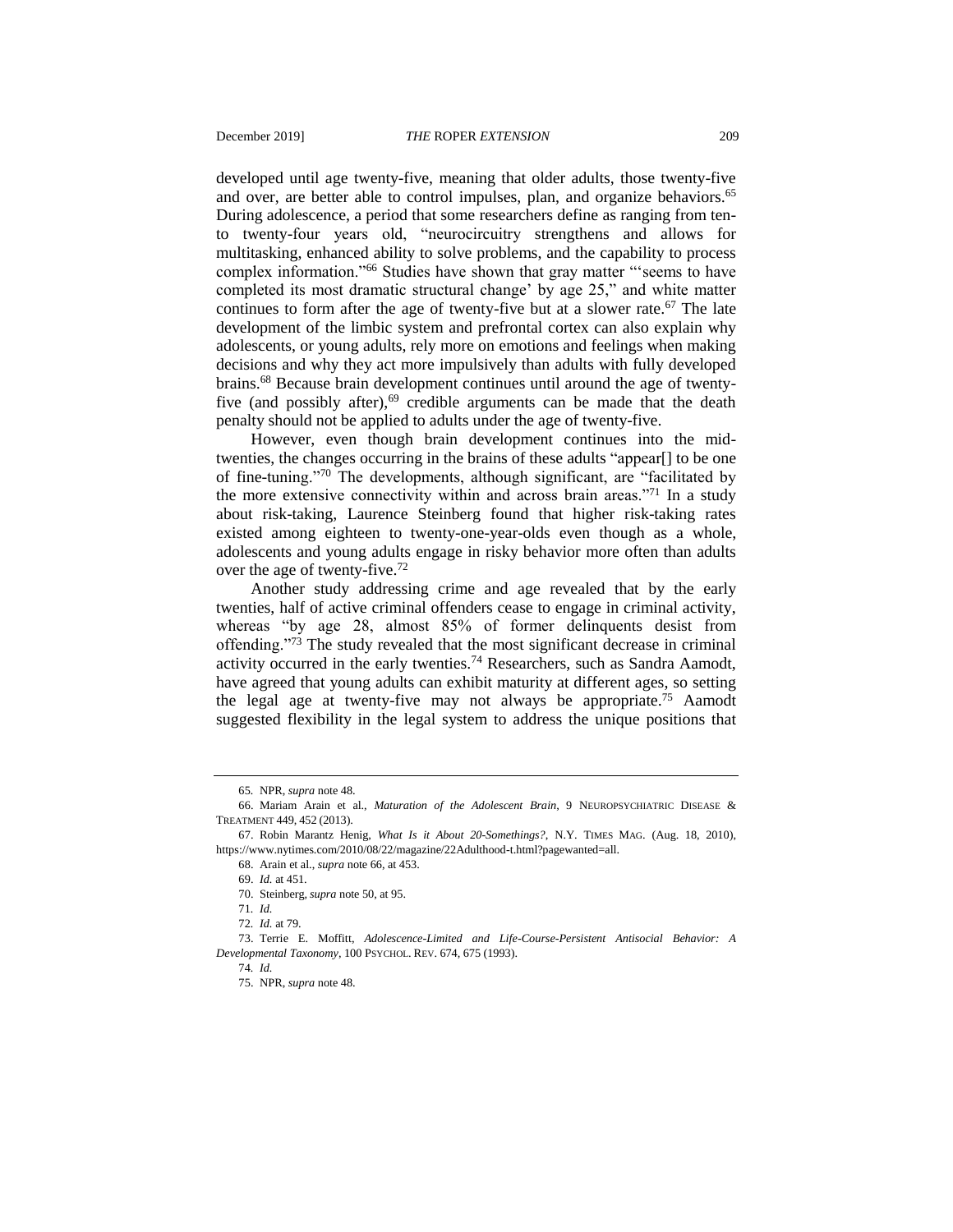developed until age twenty-five, meaning that older adults, those twenty-five and over, are better able to control impulses, plan, and organize behaviors.[65] During adolescence, a period that some researchers define as ranging from ten- to twenty-four years old, "neurocircuitry strengthens and allows for multitasking, enhanced ability to solve problems, and the capability to process complex information."[66] Studies have shown that gray matter "'seems to have completed its most dramatic structural change' by age 25," and white matter continues to form after the age of twenty-five but at a slower rate.[67] The late development of the limbic system and prefrontal cortex can also explain why adolescents, or young adults, rely more on emotions and feelings when making decisions and why they act more impulsively than adults with fully developed brains.[68] Because brain development continues until around the age of twenty-five (and possibly after),[69] credible arguments can be made that the death penalty should not be applied to adults under the age of twenty-five.

However, even though brain development continues into the mid-twenties, the changes occurring in the brains of these adults "appear[] to be one of fine-tuning."[70] The developments, although significant, are "facilitated by the more extensive connectivity within and across brain areas."[71] In a study about risk-taking, Laurence Steinberg found that higher risk-taking rates existed among eighteen to twenty-one-year-olds even though as a whole, adolescents and young adults engage in risky behavior more often than adults over the age of twenty-five.[72]

Another study addressing crime and age revealed that by the early twenties, half of active criminal offenders cease to engage in criminal activity, whereas "by age 28, almost 85% of former delinquents desist from offending."[73] The study revealed that the most significant decrease in criminal activity occurred in the early twenties.[74] Researchers, such as Sandra Aamodt, have agreed that young adults can exhibit maturity at different ages, so setting the legal age at twenty-five may not always be appropriate.[75] Aamodt suggested flexibility in the legal system to address the unique positions that

---

65. NPR, *supra* note 48.

66. Mariam Arain et al., *Maturation of the Adolescent Brain*, 9 NEUROPSYCHIATRIC DISEASE & TREATMENT 449, 452 (2013).

67. Robin Marantz Henig, *What Is it About 20-Somethings?*, N.Y. TIMES MAG. (Aug. 18, 2010), https://www.nytimes.com/2010/08/22/magazine/22Adulthood-t.html?pagewanted=all.

68. Arain et al., *supra* note 66, at 453.

69. *Id.* at 451.

70. Steinberg, *supra* note 50, at 95.

71. *Id.*

72. *Id.* at 79.

73. Terrie E. Moffitt, *Adolescence-Limited and Life-Course-Persistent Antisocial Behavior: A Developmental Taxonomy*, 100 PSYCHOL. REV. 674, 675 (1993).

74. *Id.*

75. NPR, *supra* note 48.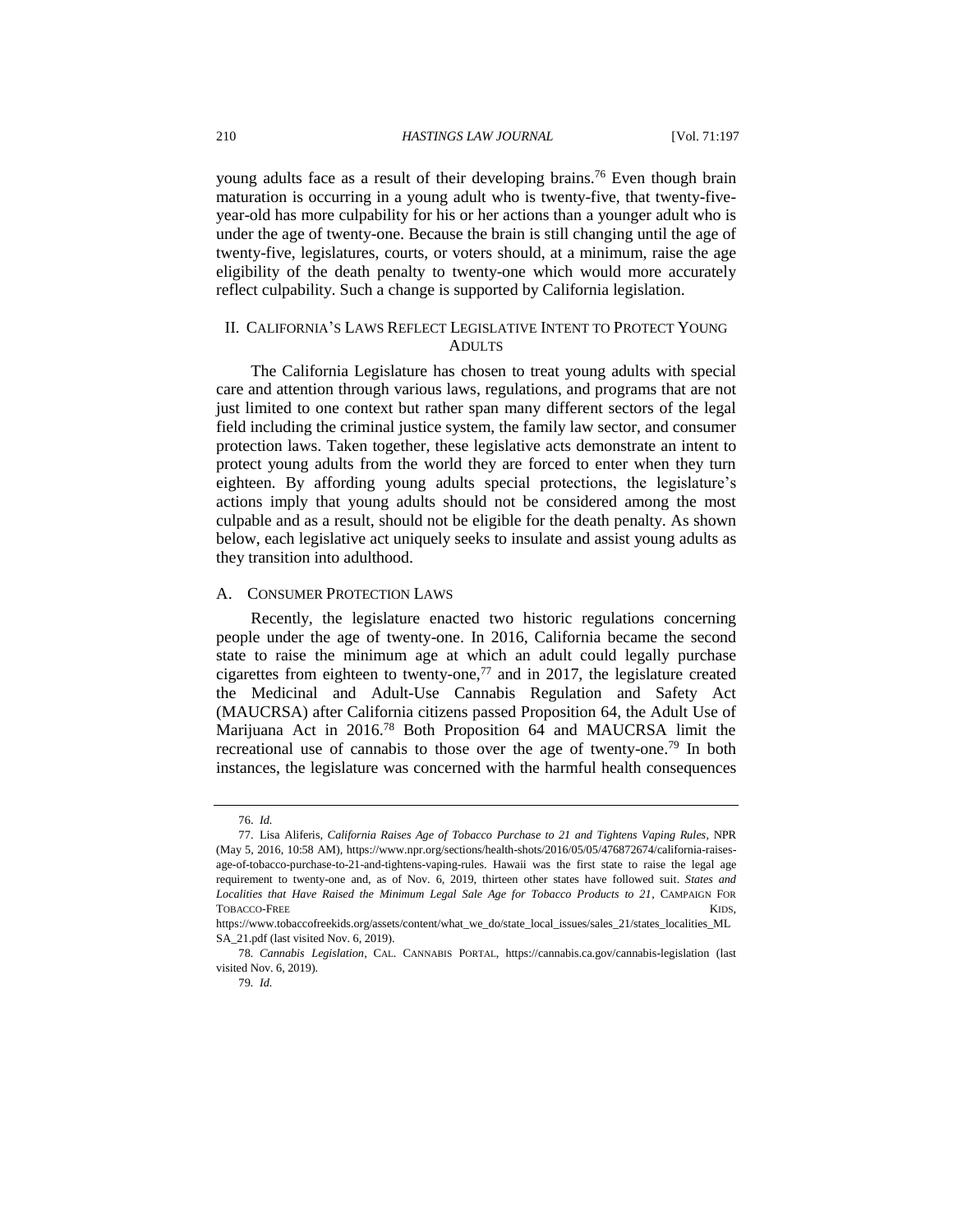young adults face as a result of their developing brains.[76] Even though brain maturation is occurring in a young adult who is twenty-five, that twenty-five-year-old has more culpability for his or her actions than a younger adult who is under the age of twenty-one. Because the brain is still changing until the age of twenty-five, legislatures, courts, or voters should, at a minimum, raise the age eligibility of the death penalty to twenty-one which would more accurately reflect culpability. Such a change is supported by California legislation.

## II. CALIFORNIA'S LAWS REFLECT LEGISLATIVE INTENT TO PROTECT YOUNG ADULTS

The California Legislature has chosen to treat young adults with special care and attention through various laws, regulations, and programs that are not just limited to one context but rather span many different sectors of the legal field including the criminal justice system, the family law sector, and consumer protection laws. Taken together, these legislative acts demonstrate an intent to protect young adults from the world they are forced to enter when they turn eighteen. By affording young adults special protections, the legislature's actions imply that young adults should not be considered among the most culpable and as a result, should not be eligible for the death penalty. As shown below, each legislative act uniquely seeks to insulate and assist young adults as they transition into adulthood.

### A. CONSUMER PROTECTION LAWS

Recently, the legislature enacted two historic regulations concerning people under the age of twenty-one. In 2016, California became the second state to raise the minimum age at which an adult could legally purchase cigarettes from eighteen to twenty-one,[77] and in 2017, the legislature created the Medicinal and Adult-Use Cannabis Regulation and Safety Act (MAUCRSA) after California citizens passed Proposition 64, the Adult Use of Marijuana Act in 2016.[78] Both Proposition 64 and MAUCRSA limit the recreational use of cannabis to those over the age of twenty-one.[79] In both instances, the legislature was concerned with the harmful health consequences

---

76. *Id.*

77. Lisa Aliferis, *California Raises Age of Tobacco Purchase to 21 and Tightens Vaping Rules*, NPR (May 5, 2016, 10:58 AM), https://www.npr.org/sections/health-shots/2016/05/05/476872674/california-raises-age-of-tobacco-purchase-to-21-and-tightens-vaping-rules. Hawaii was the first state to raise the legal age requirement to twenty-one and, as of Nov. 6, 2019, thirteen other states have followed suit. *States and Localities that Have Raised the Minimum Legal Sale Age for Tobacco Products to 21*, CAMPAIGN FOR TOBACCO-FREE KIDS, https://www.tobaccofreekids.org/assets/content/what_we_do/state_local_issues/sales_21/states_localities_MLSA_21.pdf (last visited Nov. 6, 2019).

78. *Cannabis Legislation*, CAL. CANNABIS PORTAL, https://cannabis.ca.gov/cannabis-legislation (last visited Nov. 6, 2019).

79. *Id.*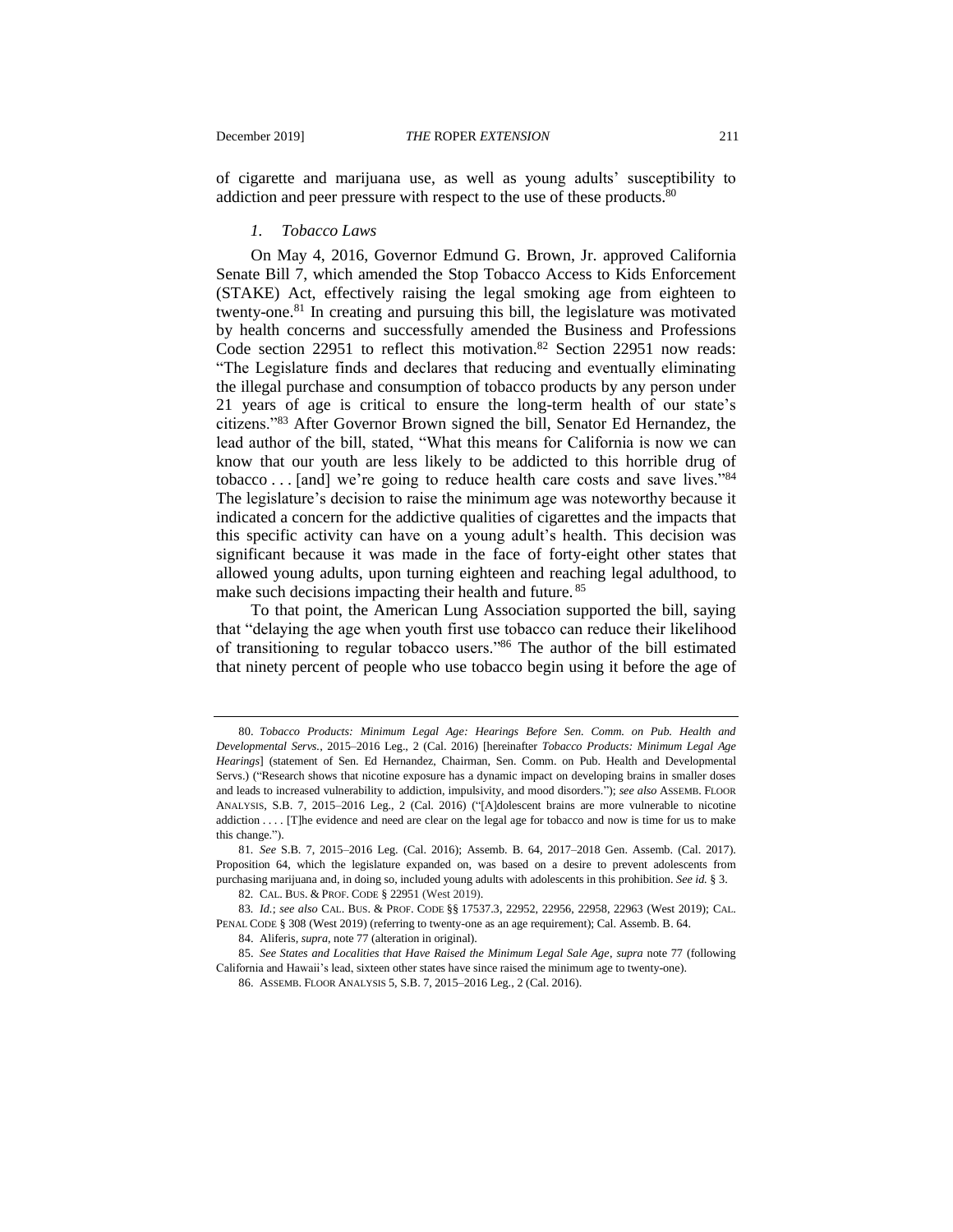of cigarette and marijuana use, as well as young adults' susceptibility to addiction and peer pressure with respect to the use of these products.[80]

### *1. Tobacco Laws*

On May 4, 2016, Governor Edmund G. Brown, Jr. approved California Senate Bill 7, which amended the Stop Tobacco Access to Kids Enforcement (STAKE) Act, effectively raising the legal smoking age from eighteen to twenty-one.[81] In creating and pursuing this bill, the legislature was motivated by health concerns and successfully amended the Business and Professions Code section 22951 to reflect this motivation.[82] Section 22951 now reads: "The Legislature finds and declares that reducing and eventually eliminating the illegal purchase and consumption of tobacco products by any person under 21 years of age is critical to ensure the long-term health of our state's citizens."[83] After Governor Brown signed the bill, Senator Ed Hernandez, the lead author of the bill, stated, "What this means for California is now we can know that our youth are less likely to be addicted to this horrible drug of tobacco . . . [and] we're going to reduce health care costs and save lives."[84] The legislature's decision to raise the minimum age was noteworthy because it indicated a concern for the addictive qualities of cigarettes and the impacts that this specific activity can have on a young adult's health. This decision was significant because it was made in the face of forty-eight other states that allowed young adults, upon turning eighteen and reaching legal adulthood, to make such decisions impacting their health and future.[85]

To that point, the American Lung Association supported the bill, saying that "delaying the age when youth first use tobacco can reduce their likelihood of transitioning to regular tobacco users."[86] The author of the bill estimated that ninety percent of people who use tobacco begin using it before the age of

---

80. *Tobacco Products: Minimum Legal Age: Hearings Before Sen. Comm. on Pub. Health and Developmental Servs.*, 2015–2016 Leg., 2 (Cal. 2016) [hereinafter *Tobacco Products: Minimum Legal Age Hearings*] (statement of Sen. Ed Hernandez, Chairman, Sen. Comm. on Pub. Health and Developmental Servs.) ("Research shows that nicotine exposure has a dynamic impact on developing brains in smaller doses and leads to increased vulnerability to addiction, impulsivity, and mood disorders."); *see also* ASSEMB. FLOOR ANALYSIS, S.B. 7, 2015–2016 Leg., 2 (Cal. 2016) ("[A]dolescent brains are more vulnerable to nicotine addiction . . . . [T]he evidence and need are clear on the legal age for tobacco and now is time for us to make this change.").

81. *See* S.B. 7, 2015–2016 Leg. (Cal. 2016); Assemb. B. 64, 2017–2018 Gen. Assemb. (Cal. 2017). Proposition 64, which the legislature expanded on, was based on a desire to prevent adolescents from purchasing marijuana and, in doing so, included young adults with adolescents in this prohibition. *See id.* § 3.

82. CAL. BUS. & PROF. CODE § 22951 (West 2019).

83. *Id.*; *see also* CAL. BUS. & PROF. CODE §§ 17537.3, 22952, 22956, 22958, 22963 (West 2019); CAL. PENAL CODE § 308 (West 2019) (referring to twenty-one as an age requirement); Cal. Assemb. B. 64.

84. Aliferis, *supra*, note 77 (alteration in original).

85. *See States and Localities that Have Raised the Minimum Legal Sale Age*, *supra* note 77 (following California and Hawaii's lead, sixteen other states have since raised the minimum age to twenty-one).

86. ASSEMB. FLOOR ANALYSIS 5, S.B. 7, 2015–2016 Leg., 2 (Cal. 2016).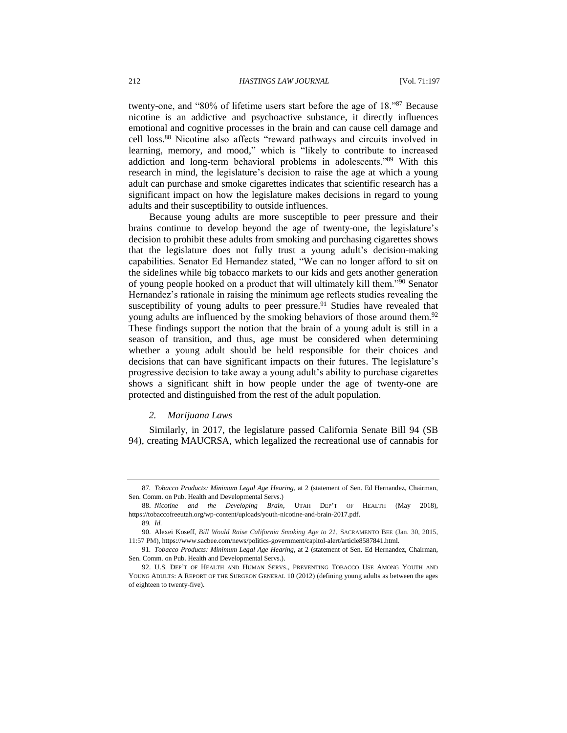twenty-one, and "80% of lifetime users start before the age of 18."[87] Because nicotine is an addictive and psychoactive substance, it directly influences emotional and cognitive processes in the brain and can cause cell damage and cell loss.[88] Nicotine also affects "reward pathways and circuits involved in learning, memory, and mood," which is "likely to contribute to increased addiction and long-term behavioral problems in adolescents."[89] With this research in mind, the legislature's decision to raise the age at which a young adult can purchase and smoke cigarettes indicates that scientific research has a significant impact on how the legislature makes decisions in regard to young adults and their susceptibility to outside influences.

Because young adults are more susceptible to peer pressure and their brains continue to develop beyond the age of twenty-one, the legislature's decision to prohibit these adults from smoking and purchasing cigarettes shows that the legislature does not fully trust a young adult's decision-making capabilities. Senator Ed Hernandez stated, "We can no longer afford to sit on the sidelines while big tobacco markets to our kids and gets another generation of young people hooked on a product that will ultimately kill them."[90] Senator Hernandez's rationale in raising the minimum age reflects studies revealing the susceptibility of young adults to peer pressure.[91] Studies have revealed that young adults are influenced by the smoking behaviors of those around them.[92] These findings support the notion that the brain of a young adult is still in a season of transition, and thus, age must be considered when determining whether a young adult should be held responsible for their choices and decisions that can have significant impacts on their futures. The legislature's progressive decision to take away a young adult's ability to purchase cigarettes shows a significant shift in how people under the age of twenty-one are protected and distinguished from the rest of the adult population.

### *2. Marijuana Laws*

Similarly, in 2017, the legislature passed California Senate Bill 94 (SB 94), creating MAUCRSA, which legalized the recreational use of cannabis for

---

87. *Tobacco Products: Minimum Legal Age Hearing*, at 2 (statement of Sen. Ed Hernandez, Chairman, Sen. Comm. on Pub. Health and Developmental Servs.)

88. *Nicotine and the Developing Brain*, UTAH DEP'T OF HEALTH (May 2018), https://tobaccofreeutah.org/wp-content/uploads/youth-nicotine-and-brain-2017.pdf.

89. *Id.*

90. Alexei Koseff, *Bill Would Raise California Smoking Age to 21*, SACRAMENTO BEE (Jan. 30, 2015, 11:57 PM), https://www.sacbee.com/news/politics-government/capitol-alert/article8587841.html.

91. *Tobacco Products: Minimum Legal Age Hearing*, at 2 (statement of Sen. Ed Hernandez, Chairman, Sen. Comm. on Pub. Health and Developmental Servs.).

92. U.S. DEP'T OF HEALTH AND HUMAN SERVS., PREVENTING TOBACCO USE AMONG YOUTH AND YOUNG ADULTS: A REPORT OF THE SURGEON GENERAL 10 (2012) (defining young adults as between the ages of eighteen to twenty-five).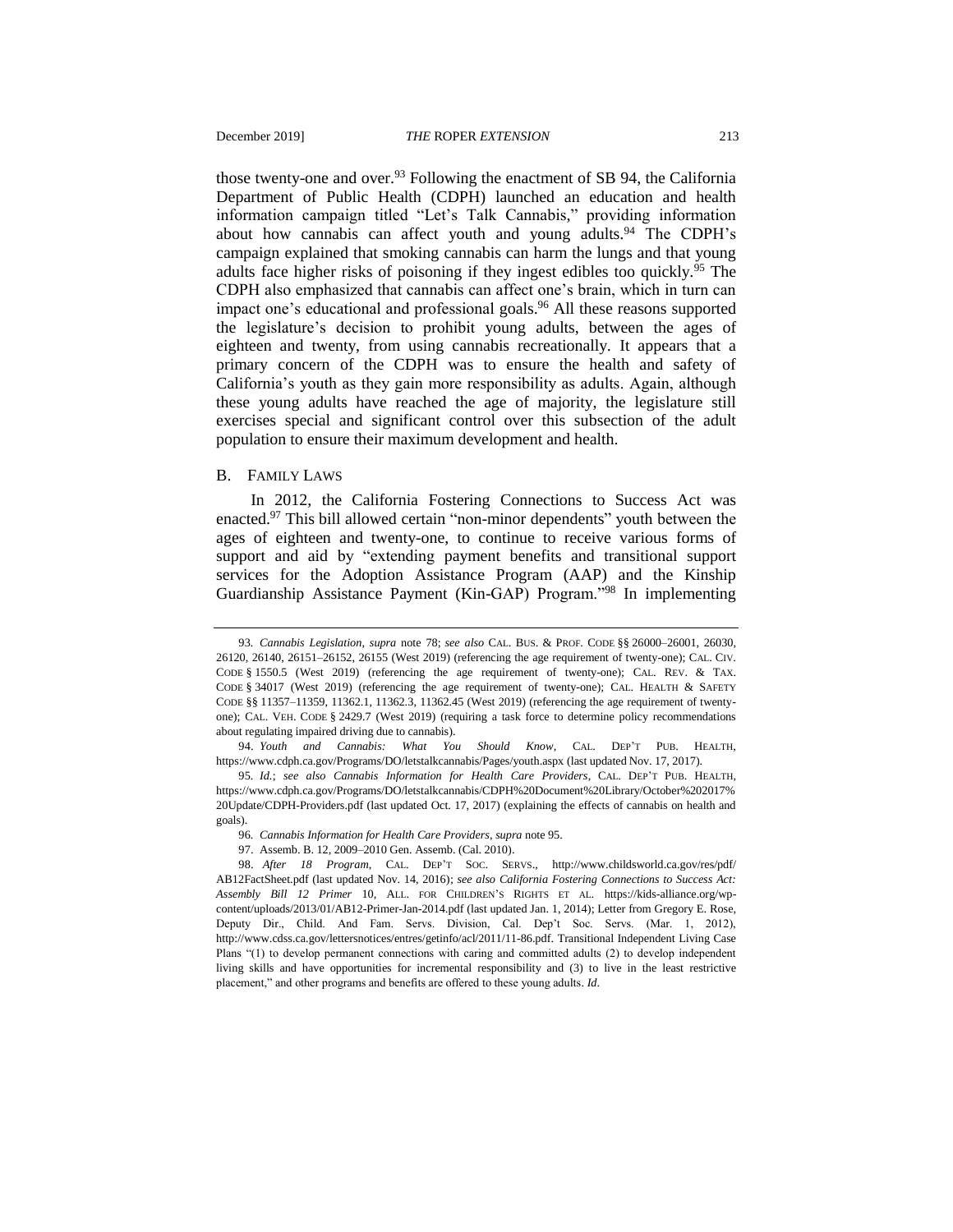those twenty-one and over.[93] Following the enactment of SB 94, the California Department of Public Health (CDPH) launched an education and health information campaign titled "Let's Talk Cannabis," providing information about how cannabis can affect youth and young adults.[94] The CDPH's campaign explained that smoking cannabis can harm the lungs and that young adults face higher risks of poisoning if they ingest edibles too quickly.[95] The CDPH also emphasized that cannabis can affect one's brain, which in turn can impact one's educational and professional goals.[96] All these reasons supported the legislature's decision to prohibit young adults, between the ages of eighteen and twenty, from using cannabis recreationally. It appears that a primary concern of the CDPH was to ensure the health and safety of California's youth as they gain more responsibility as adults. Again, although these young adults have reached the age of majority, the legislature still exercises special and significant control over this subsection of the adult population to ensure their maximum development and health.

### B. Family Laws

In 2012, the California Fostering Connections to Success Act was enacted.[97] This bill allowed certain "non-minor dependents" youth between the ages of eighteen and twenty-one, to continue to receive various forms of support and aid by "extending payment benefits and transitional support services for the Adoption Assistance Program (AAP) and the Kinship Guardianship Assistance Payment (Kin-GAP) Program."[98] In implementing

---

93. *Cannabis Legislation*, *supra* note 78; *see also* CAL. BUS. & PROF. CODE §§ 26000–26001, 26030, 26120, 26140, 26151–26152, 26155 (West 2019) (referencing the age requirement of twenty-one); CAL. CIV. CODE § 1550.5 (West 2019) (referencing the age requirement of twenty-one); CAL. REV. & TAX. CODE § 34017 (West 2019) (referencing the age requirement of twenty-one); CAL. HEALTH & SAFETY CODE §§ 11357–11359, 11362.1, 11362.3, 11362.45 (West 2019) (referencing the age requirement of twenty-one); CAL. VEH. CODE § 2429.7 (West 2019) (requiring a task force to determine policy recommendations about regulating impaired driving due to cannabis).

94. *Youth and Cannabis: What You Should Know*, CAL. DEP'T PUB. HEALTH, https://www.cdph.ca.gov/Programs/DO/letstalkcannabis/Pages/youth.aspx (last updated Nov. 17, 2017).

95. *Id.*; *see also Cannabis Information for Health Care Providers*, CAL. DEP'T PUB. HEALTH, https://www.cdph.ca.gov/Programs/DO/letstalkcannabis/CDPH%20Document%20Library/October%202017%20Update/CDPH-Providers.pdf (last updated Oct. 17, 2017) (explaining the effects of cannabis on health and goals).

96. *Cannabis Information for Health Care Providers*, *supra* note 95.

97. Assemb. B. 12, 2009–2010 Gen. Assemb. (Cal. 2010).

98. *After 18 Program*, CAL. DEP'T SOC. SERVS., http://www.childsworld.ca.gov/res/pdf/AB12FactSheet.pdf (last updated Nov. 14, 2016); *see also California Fostering Connections to Success Act: Assembly Bill 12 Primer* 10, ALL. FOR CHILDREN'S RIGHTS ET AL. https://kids-alliance.org/wp-content/uploads/2013/01/AB12-Primer-Jan-2014.pdf (last updated Jan. 1, 2014); Letter from Gregory E. Rose, Deputy Dir., Child. And Fam. Servs. Division, Cal. Dep't Soc. Servs. (Mar. 1, 2012), http://www.cdss.ca.gov/lettersnotices/entres/getinfo/acl/2011/11-86.pdf. Transitional Independent Living Case Plans "(1) to develop permanent connections with caring and committed adults (2) to develop independent living skills and have opportunities for incremental responsibility and (3) to live in the least restrictive placement," and other programs and benefits are offered to these young adults. *Id.*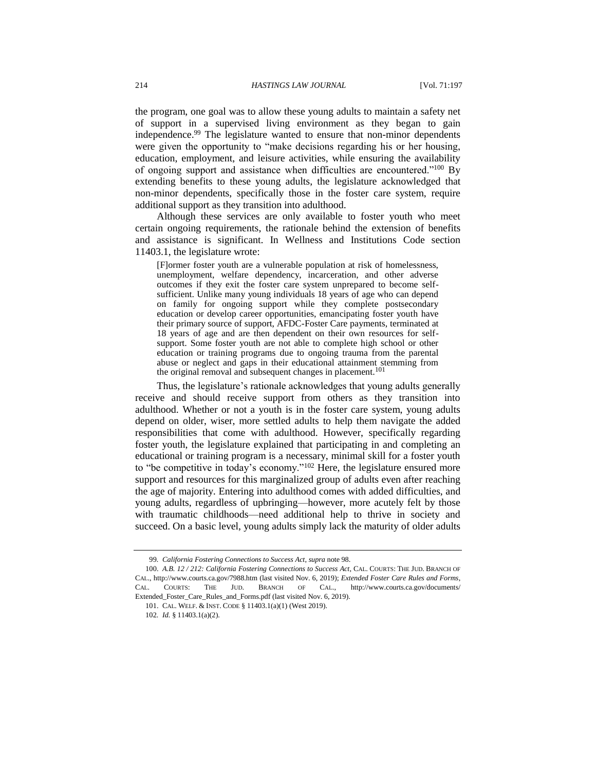the program, one goal was to allow these young adults to maintain a safety net of support in a supervised living environment as they began to gain independence.[99] The legislature wanted to ensure that non-minor dependents were given the opportunity to "make decisions regarding his or her housing, education, employment, and leisure activities, while ensuring the availability of ongoing support and assistance when difficulties are encountered."[100] By extending benefits to these young adults, the legislature acknowledged that non-minor dependents, specifically those in the foster care system, require additional support as they transition into adulthood.

Although these services are only available to foster youth who meet certain ongoing requirements, the rationale behind the extension of benefits and assistance is significant. In Wellness and Institutions Code section 11403.1, the legislature wrote:

> [F]ormer foster youth are a vulnerable population at risk of homelessness, unemployment, welfare dependency, incarceration, and other adverse outcomes if they exit the foster care system unprepared to become self-sufficient. Unlike many young individuals 18 years of age who can depend on family for ongoing support while they complete postsecondary education or develop career opportunities, emancipating foster youth have their primary source of support, AFDC-Foster Care payments, terminated at 18 years of age and are then dependent on their own resources for self-support. Some foster youth are not able to complete high school or other education or training programs due to ongoing trauma from the parental abuse or neglect and gaps in their educational attainment stemming from the original removal and subsequent changes in placement.[101]

Thus, the legislature's rationale acknowledges that young adults generally receive and should receive support from others as they transition into adulthood. Whether or not a youth is in the foster care system, young adults depend on older, wiser, more settled adults to help them navigate the added responsibilities that come with adulthood. However, specifically regarding foster youth, the legislature explained that participating in and completing an educational or training program is a necessary, minimal skill for a foster youth to "be competitive in today's economy."[102] Here, the legislature ensured more support and resources for this marginalized group of adults even after reaching the age of majority. Entering into adulthood comes with added difficulties, and young adults, regardless of upbringing—however, more acutely felt by those with traumatic childhoods—need additional help to thrive in society and succeed. On a basic level, young adults simply lack the maturity of older adults

---

99. *California Fostering Connections to Success Act*, *supra* note 98.

100. *A.B. 12 / 212: California Fostering Connections to Success Act*, CAL. COURTS: THE JUD. BRANCH OF CAL., http://www.courts.ca.gov/7988.htm (last visited Nov. 6, 2019); *Extended Foster Care Rules and Forms*, CAL. COURTS: THE JUD. BRANCH OF CAL., http://www.courts.ca.gov/documents/Extended_Foster_Care_Rules_and_Forms.pdf (last visited Nov. 6, 2019).

101. CAL. WELF. & INST. CODE § 11403.1(a)(1) (West 2019).

102. *Id.* § 11403.1(a)(2).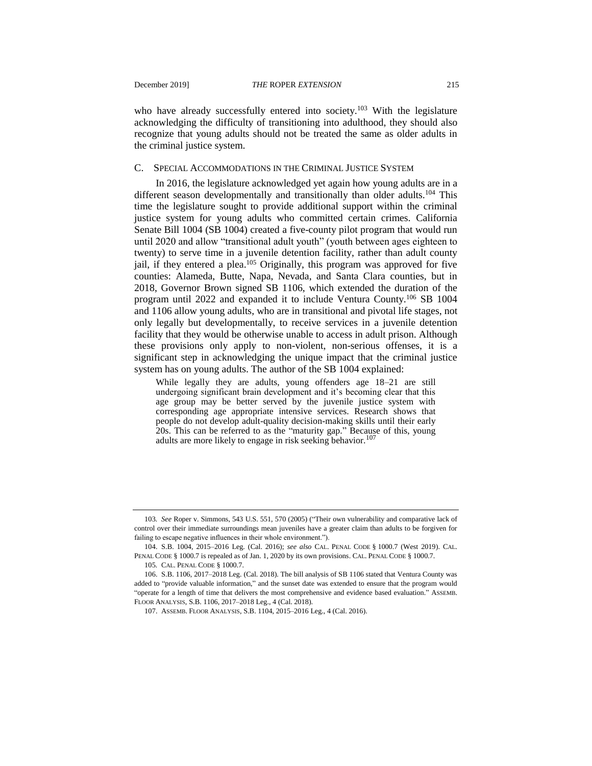who have already successfully entered into society.[103] With the legislature acknowledging the difficulty of transitioning into adulthood, they should also recognize that young adults should not be treated the same as older adults in the criminal justice system.

### C. SPECIAL ACCOMMODATIONS IN THE CRIMINAL JUSTICE SYSTEM

In 2016, the legislature acknowledged yet again how young adults are in a different season developmentally and transitionally than older adults.[104] This time the legislature sought to provide additional support within the criminal justice system for young adults who committed certain crimes. California Senate Bill 1004 (SB 1004) created a five-county pilot program that would run until 2020 and allow "transitional adult youth" (youth between ages eighteen to twenty) to serve time in a juvenile detention facility, rather than adult county jail, if they entered a plea.[105] Originally, this program was approved for five counties: Alameda, Butte, Napa, Nevada, and Santa Clara counties, but in 2018, Governor Brown signed SB 1106, which extended the duration of the program until 2022 and expanded it to include Ventura County.[106] SB 1004 and 1106 allow young adults, who are in transitional and pivotal life stages, not only legally but developmentally, to receive services in a juvenile detention facility that they would be otherwise unable to access in adult prison. Although these provisions only apply to non-violent, non-serious offenses, it is a significant step in acknowledging the unique impact that the criminal justice system has on young adults. The author of the SB 1004 explained:

> While legally they are adults, young offenders age 18–21 are still undergoing significant brain development and it's becoming clear that this age group may be better served by the juvenile justice system with corresponding age appropriate intensive services. Research shows that people do not develop adult-quality decision-making skills until their early 20s. This can be referred to as the "maturity gap." Because of this, young adults are more likely to engage in risk seeking behavior.[107]

---

103. *See* Roper v. Simmons, 543 U.S. 551, 570 (2005) ("Their own vulnerability and comparative lack of control over their immediate surroundings mean juveniles have a greater claim than adults to be forgiven for failing to escape negative influences in their whole environment.").

104. S.B. 1004, 2015–2016 Leg. (Cal. 2016); *see also* CAL. PENAL CODE § 1000.7 (West 2019). CAL. PENAL CODE § 1000.7 is repealed as of Jan. 1, 2020 by its own provisions. CAL. PENAL CODE § 1000.7.

105. CAL. PENAL CODE § 1000.7.

106. S.B. 1106, 2017–2018 Leg. (Cal. 2018). The bill analysis of SB 1106 stated that Ventura County was added to "provide valuable information," and the sunset date was extended to ensure that the program would "operate for a length of time that delivers the most comprehensive and evidence based evaluation." ASSEMB. FLOOR ANALYSIS, S.B. 1106, 2017–2018 Leg., 4 (Cal. 2018).

107. ASSEMB. FLOOR ANALYSIS, S.B. 1104, 2015–2016 Leg., 4 (Cal. 2016).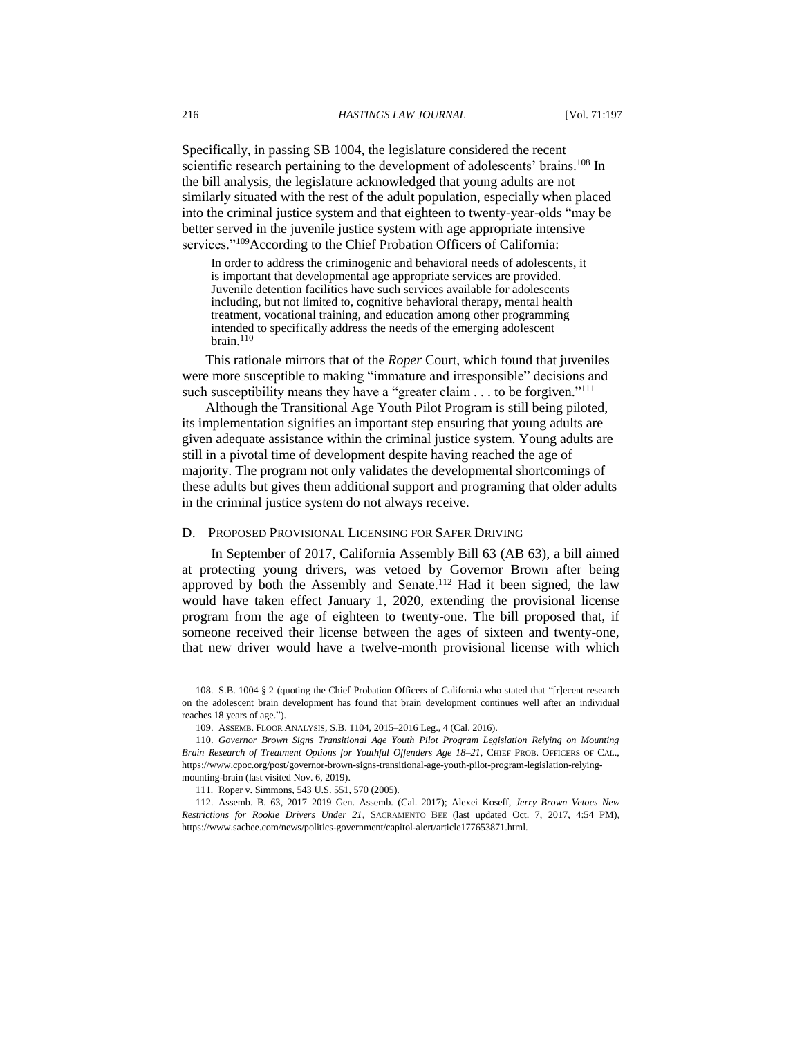Specifically, in passing SB 1004, the legislature considered the recent scientific research pertaining to the development of adolescents' brains.[108] In the bill analysis, the legislature acknowledged that young adults are not similarly situated with the rest of the adult population, especially when placed into the criminal justice system and that eighteen to twenty-year-olds "may be better served in the juvenile justice system with age appropriate intensive services."[109]According to the Chief Probation Officers of California:

> In order to address the criminogenic and behavioral needs of adolescents, it is important that developmental age appropriate services are provided. Juvenile detention facilities have such services available for adolescents including, but not limited to, cognitive behavioral therapy, mental health treatment, vocational training, and education among other programming intended to specifically address the needs of the emerging adolescent brain.[110]

This rationale mirrors that of the *Roper* Court, which found that juveniles were more susceptible to making "immature and irresponsible" decisions and such susceptibility means they have a "greater claim . . . to be forgiven."[111]

Although the Transitional Age Youth Pilot Program is still being piloted, its implementation signifies an important step ensuring that young adults are given adequate assistance within the criminal justice system. Young adults are still in a pivotal time of development despite having reached the age of majority. The program not only validates the developmental shortcomings of these adults but gives them additional support and programing that older adults in the criminal justice system do not always receive.

### D. PROPOSED PROVISIONAL LICENSING FOR SAFER DRIVING

In September of 2017, California Assembly Bill 63 (AB 63), a bill aimed at protecting young drivers, was vetoed by Governor Brown after being approved by both the Assembly and Senate.[112] Had it been signed, the law would have taken effect January 1, 2020, extending the provisional license program from the age of eighteen to twenty-one. The bill proposed that, if someone received their license between the ages of sixteen and twenty-one, that new driver would have a twelve-month provisional license with which

---

108. S.B. 1004 § 2 (quoting the Chief Probation Officers of California who stated that "[r]ecent research on the adolescent brain development has found that brain development continues well after an individual reaches 18 years of age.").

109. ASSEMB. FLOOR ANALYSIS, S.B. 1104, 2015–2016 Leg., 4 (Cal. 2016).

110. *Governor Brown Signs Transitional Age Youth Pilot Program Legislation Relying on Mounting Brain Research of Treatment Options for Youthful Offenders Age 18–21*, CHIEF PROB. OFFICERS OF CAL., https://www.cpoc.org/post/governor-brown-signs-transitional-age-youth-pilot-program-legislation-relying-mounting-brain (last visited Nov. 6, 2019).

111. Roper v. Simmons, 543 U.S. 551, 570 (2005).

112. Assemb. B. 63, 2017–2019 Gen. Assemb. (Cal. 2017); Alexei Koseff, *Jerry Brown Vetoes New Restrictions for Rookie Drivers Under 21*, SACRAMENTO BEE (last updated Oct. 7, 2017, 4:54 PM), https://www.sacbee.com/news/politics-government/capitol-alert/article177653871.html.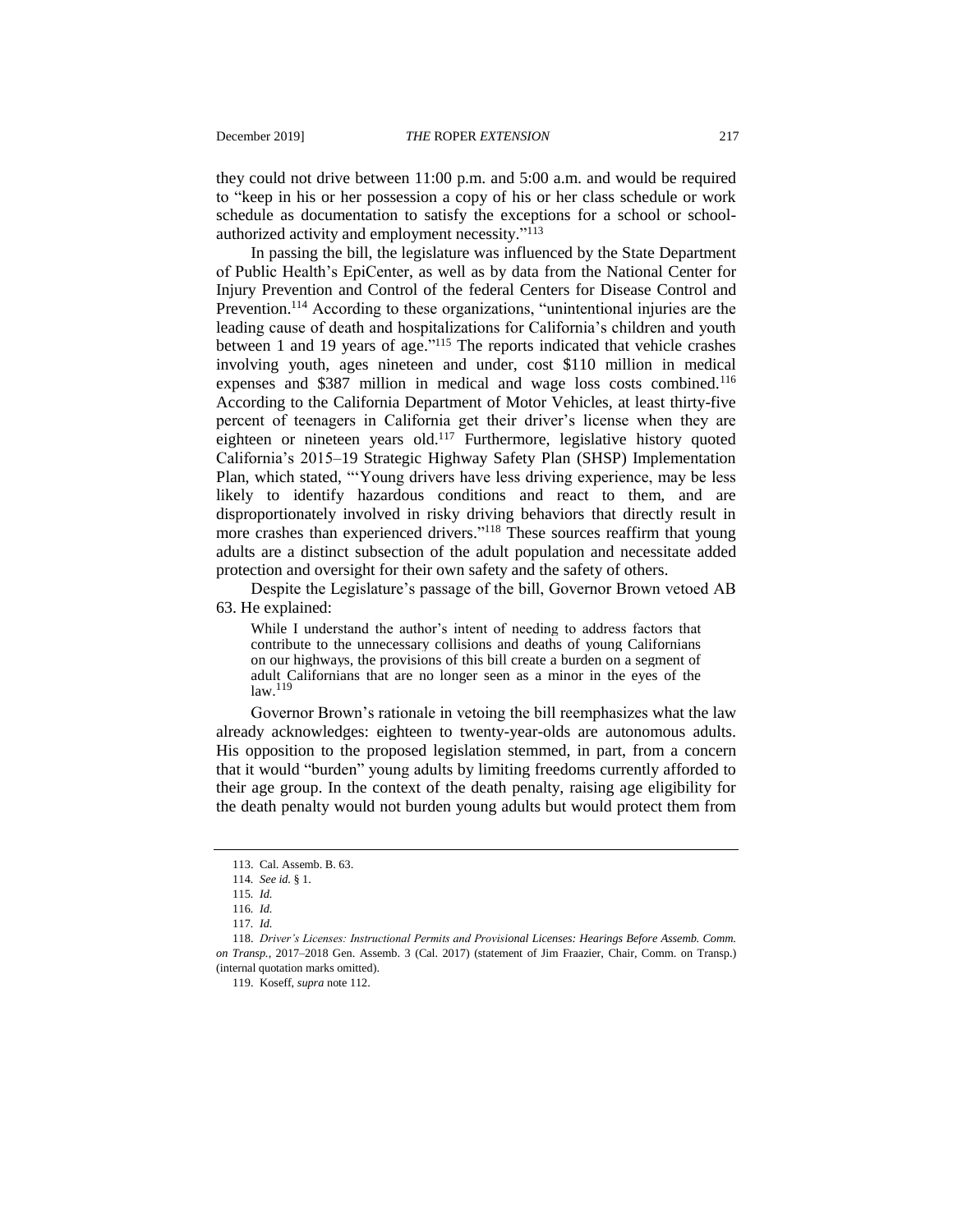they could not drive between 11:00 p.m. and 5:00 a.m. and would be required to "keep in his or her possession a copy of his or her class schedule or work schedule as documentation to satisfy the exceptions for a school or school-authorized activity and employment necessity."[113]

In passing the bill, the legislature was influenced by the State Department of Public Health's EpiCenter, as well as by data from the National Center for Injury Prevention and Control of the federal Centers for Disease Control and Prevention.[114] According to these organizations, "unintentional injuries are the leading cause of death and hospitalizations for California's children and youth between 1 and 19 years of age."[115] The reports indicated that vehicle crashes involving youth, ages nineteen and under, cost $110 million in medical expenses and $387 million in medical and wage loss costs combined.[116] According to the California Department of Motor Vehicles, at least thirty-five percent of teenagers in California get their driver's license when they are eighteen or nineteen years old.[117] Furthermore, legislative history quoted California's 2015–19 Strategic Highway Safety Plan (SHSP) Implementation Plan, which stated, "'Young drivers have less driving experience, may be less likely to identify hazardous conditions and react to them, and are disproportionately involved in risky driving behaviors that directly result in more crashes than experienced drivers."[118] These sources reaffirm that young adults are a distinct subsection of the adult population and necessitate added protection and oversight for their own safety and the safety of others.

Despite the Legislature's passage of the bill, Governor Brown vetoed AB 63. He explained:

> While I understand the author's intent of needing to address factors that contribute to the unnecessary collisions and deaths of young Californians on our highways, the provisions of this bill create a burden on a segment of adult Californians that are no longer seen as a minor in the eyes of the law.[119]

Governor Brown's rationale in vetoing the bill reemphasizes what the law already acknowledges: eighteen to twenty-year-olds are autonomous adults. His opposition to the proposed legislation stemmed, in part, from a concern that it would "burden" young adults by limiting freedoms currently afforded to their age group. In the context of the death penalty, raising age eligibility for the death penalty would not burden young adults but would protect them from

---

113. Cal. Assemb. B. 63.

114. *See id.* § 1.

115. *Id.*

116. *Id.*

117. *Id.*

118. *Driver's Licenses: Instructional Permits and Provisional Licenses: Hearings Before Assemb. Comm. on Transp.*, 2017–2018 Gen. Assemb. 3 (Cal. 2017) (statement of Jim Fraazier, Chair, Comm. on Transp.) (internal quotation marks omitted).

119. Koseff, *supra* note 112.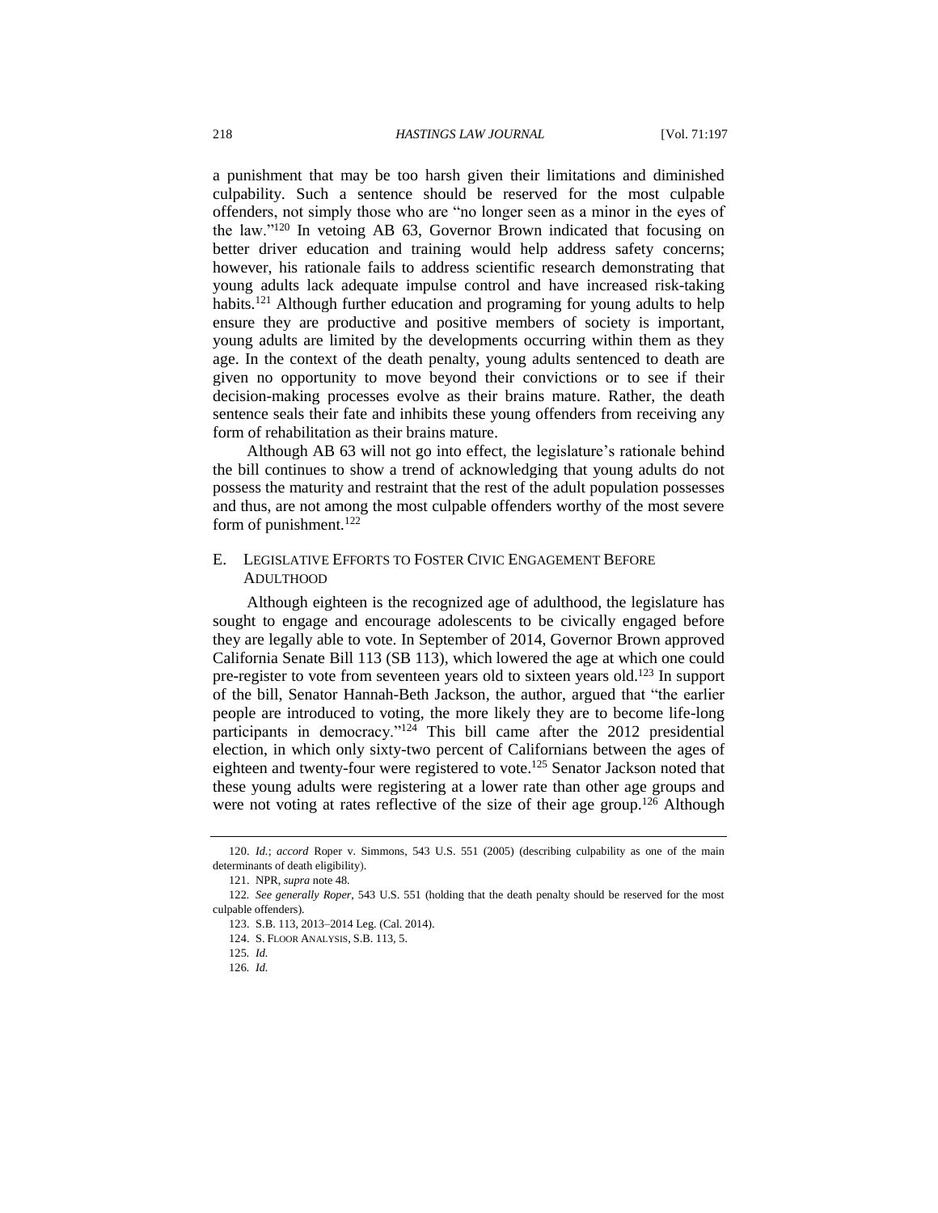a punishment that may be too harsh given their limitations and diminished culpability. Such a sentence should be reserved for the most culpable offenders, not simply those who are "no longer seen as a minor in the eyes of the law."[120] In vetoing AB 63, Governor Brown indicated that focusing on better driver education and training would help address safety concerns; however, his rationale fails to address scientific research demonstrating that young adults lack adequate impulse control and have increased risk-taking habits.[121] Although further education and programing for young adults to help ensure they are productive and positive members of society is important, young adults are limited by the developments occurring within them as they age. In the context of the death penalty, young adults sentenced to death are given no opportunity to move beyond their convictions or to see if their decision-making processes evolve as their brains mature. Rather, the death sentence seals their fate and inhibits these young offenders from receiving any form of rehabilitation as their brains mature.

Although AB 63 will not go into effect, the legislature's rationale behind the bill continues to show a trend of acknowledging that young adults do not possess the maturity and restraint that the rest of the adult population possesses and thus, are not among the most culpable offenders worthy of the most severe form of punishment.[122]

### E. Legislative Efforts to Foster Civic Engagement Before Adulthood

Although eighteen is the recognized age of adulthood, the legislature has sought to engage and encourage adolescents to be civically engaged before they are legally able to vote. In September of 2014, Governor Brown approved California Senate Bill 113 (SB 113), which lowered the age at which one could pre-register to vote from seventeen years old to sixteen years old.[123] In support of the bill, Senator Hannah-Beth Jackson, the author, argued that "the earlier people are introduced to voting, the more likely they are to become life-long participants in democracy."[124] This bill came after the 2012 presidential election, in which only sixty-two percent of Californians between the ages of eighteen and twenty-four were registered to vote.[125] Senator Jackson noted that these young adults were registering at a lower rate than other age groups and were not voting at rates reflective of the size of their age group.[126] Although

---

120. *Id.*; *accord* Roper v. Simmons, 543 U.S. 551 (2005) (describing culpability as one of the main determinants of death eligibility).

121. NPR, *supra* note 48.

122. *See generally Roper*, 543 U.S. 551 (holding that the death penalty should be reserved for the most culpable offenders).

123. S.B. 113, 2013–2014 Leg. (Cal. 2014).

124. S. Floor Analysis, S.B. 113, 5.

125. *Id.*

126. *Id.*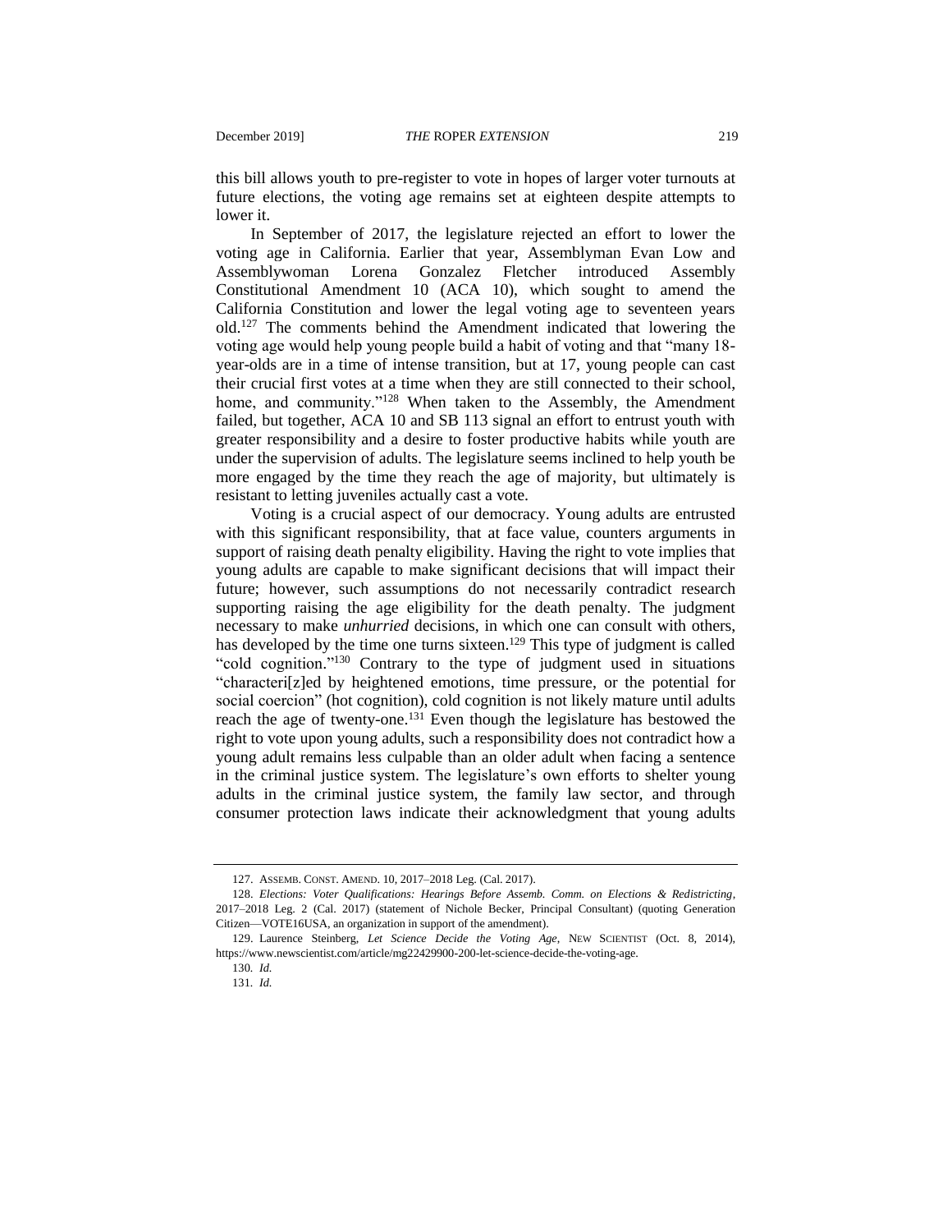this bill allows youth to pre-register to vote in hopes of larger voter turnouts at future elections, the voting age remains set at eighteen despite attempts to lower it.

In September of 2017, the legislature rejected an effort to lower the voting age in California. Earlier that year, Assemblyman Evan Low and Assemblywoman Lorena Gonzalez Fletcher introduced Assembly Constitutional Amendment 10 (ACA 10), which sought to amend the California Constitution and lower the legal voting age to seventeen years old.[127] The comments behind the Amendment indicated that lowering the voting age would help young people build a habit of voting and that "many 18-year-olds are in a time of intense transition, but at 17, young people can cast their crucial first votes at a time when they are still connected to their school, home, and community."[128] When taken to the Assembly, the Amendment failed, but together, ACA 10 and SB 113 signal an effort to entrust youth with greater responsibility and a desire to foster productive habits while youth are under the supervision of adults. The legislature seems inclined to help youth be more engaged by the time they reach the age of majority, but ultimately is resistant to letting juveniles actually cast a vote.

Voting is a crucial aspect of our democracy. Young adults are entrusted with this significant responsibility, that at face value, counters arguments in support of raising death penalty eligibility. Having the right to vote implies that young adults are capable to make significant decisions that will impact their future; however, such assumptions do not necessarily contradict research supporting raising the age eligibility for the death penalty. The judgment necessary to make *unhurried* decisions, in which one can consult with others, has developed by the time one turns sixteen.[129] This type of judgment is called "cold cognition."[130] Contrary to the type of judgment used in situations "characteri[z]ed by heightened emotions, time pressure, or the potential for social coercion" (hot cognition), cold cognition is not likely mature until adults reach the age of twenty-one.[131] Even though the legislature has bestowed the right to vote upon young adults, such a responsibility does not contradict how a young adult remains less culpable than an older adult when facing a sentence in the criminal justice system. The legislature's own efforts to shelter young adults in the criminal justice system, the family law sector, and through consumer protection laws indicate their acknowledgment that young adults

---

127. ASSEMB. CONST. AMEND. 10, 2017–2018 Leg. (Cal. 2017).

128. *Elections: Voter Qualifications: Hearings Before Assemb. Comm. on Elections & Redistricting*, 2017–2018 Leg. 2 (Cal. 2017) (statement of Nichole Becker, Principal Consultant) (quoting Generation Citizen—VOTE16USA, an organization in support of the amendment).

129. Laurence Steinberg, *Let Science Decide the Voting Age*, NEW SCIENTIST (Oct. 8, 2014), https://www.newscientist.com/article/mg22429900-200-let-science-decide-the-voting-age.

130. *Id.*

131. *Id.*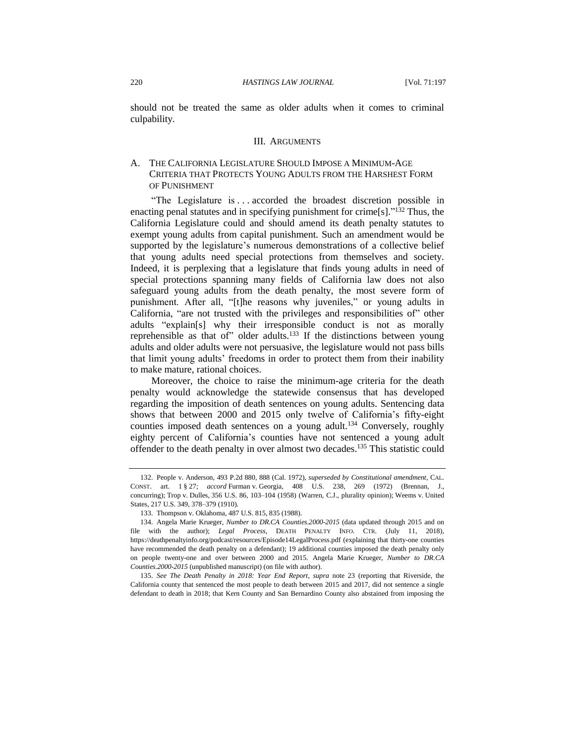should not be treated the same as older adults when it comes to criminal culpability.

## III. Arguments

### A. The California Legislature Should Impose a Minimum-Age Criteria that Protects Young Adults from the Harshest Form of Punishment

"The Legislature is . . . accorded the broadest discretion possible in enacting penal statutes and in specifying punishment for crime[s]."[132] Thus, the California Legislature could and should amend its death penalty statutes to exempt young adults from capital punishment. Such an amendment would be supported by the legislature's numerous demonstrations of a collective belief that young adults need special protections from themselves and society. Indeed, it is perplexing that a legislature that finds young adults in need of special protections spanning many fields of California law does not also safeguard young adults from the death penalty, the most severe form of punishment. After all, "[t]he reasons why juveniles," or young adults in California, "are not trusted with the privileges and responsibilities of" other adults "explain[s] why their irresponsible conduct is not as morally reprehensible as that of" older adults.[133] If the distinctions between young adults and older adults were not persuasive, the legislature would not pass bills that limit young adults' freedoms in order to protect them from their inability to make mature, rational choices.

Moreover, the choice to raise the minimum-age criteria for the death penalty would acknowledge the statewide consensus that has developed regarding the imposition of death sentences on young adults. Sentencing data shows that between 2000 and 2015 only twelve of California's fifty-eight counties imposed death sentences on a young adult.[134] Conversely, roughly eighty percent of California's counties have not sentenced a young adult offender to the death penalty in over almost two decades.[135] This statistic could

---

132. People v. Anderson, 493 P.2d 880, 888 (Cal. 1972), *superseded by Constitutional amendment*, CAL. CONST. art. 1 § 27; *accord* Furman v. Georgia, 408 U.S. 238, 269 (1972) (Brennan, J., concurring); Trop v. Dulles, 356 U.S. 86, 103–104 (1958) (Warren, C.J., plurality opinion); Weems v. United States, 217 U.S. 349, 378–379 (1910).

133. Thompson v. Oklahoma, 487 U.S. 815, 835 (1988).

134. Angela Marie Krueger, *Number to DR.CA Counties.2000-2015* (data updated through 2015 and on file with the author); *Legal Process*, DEATH PENALTY INFO. CTR. (July 11, 2018), https://deathpenaltyinfo.org/podcast/resources/Episode14LegalProcess.pdf (explaining that thirty-one counties have recommended the death penalty on a defendant); 19 additional counties imposed the death penalty only on people twenty-one and over between 2000 and 2015. Angela Marie Krueger, *Number to DR.CA Counties.2000-2015* (unpublished manuscript) (on file with author).

135. *See The Death Penalty in 2018: Year End Report*, *supra* note 23 (reporting that Riverside, the California county that sentenced the most people to death between 2015 and 2017, did not sentence a single defendant to death in 2018; that Kern County and San Bernardino County also abstained from imposing the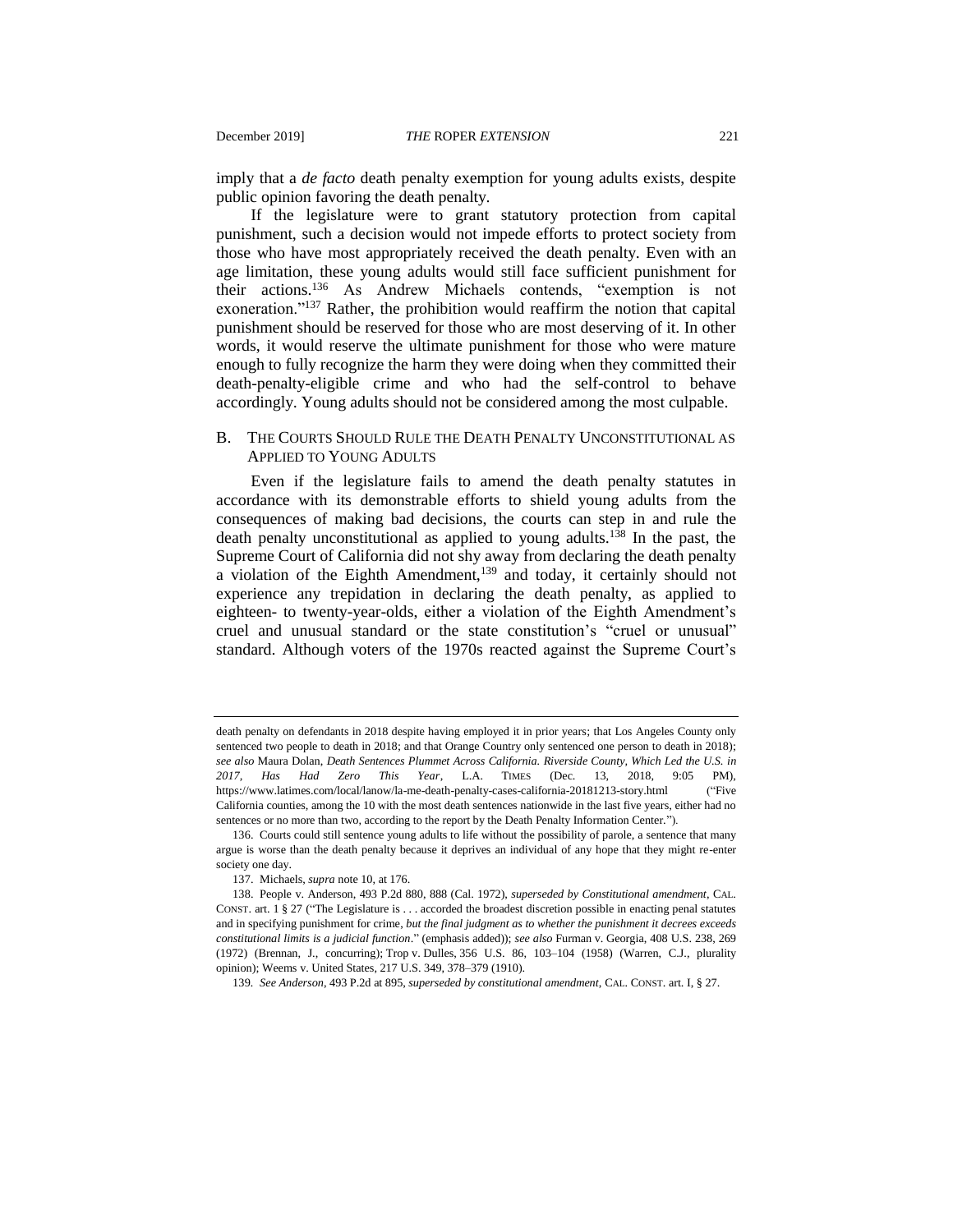imply that a *de facto* death penalty exemption for young adults exists, despite public opinion favoring the death penalty.

If the legislature were to grant statutory protection from capital punishment, such a decision would not impede efforts to protect society from those who have most appropriately received the death penalty. Even with an age limitation, these young adults would still face sufficient punishment for their actions.[136] As Andrew Michaels contends, "exemption is not exoneration."[137] Rather, the prohibition would reaffirm the notion that capital punishment should be reserved for those who are most deserving of it. In other words, it would reserve the ultimate punishment for those who were mature enough to fully recognize the harm they were doing when they committed their death-penalty-eligible crime and who had the self-control to behave accordingly. Young adults should not be considered among the most culpable.

### B. The Courts Should Rule the Death Penalty Unconstitutional as Applied to Young Adults

Even if the legislature fails to amend the death penalty statutes in accordance with its demonstrable efforts to shield young adults from the consequences of making bad decisions, the courts can step in and rule the death penalty unconstitutional as applied to young adults.[138] In the past, the Supreme Court of California did not shy away from declaring the death penalty a violation of the Eighth Amendment,[139] and today, it certainly should not experience any trepidation in declaring the death penalty, as applied to eighteen- to twenty-year-olds, either a violation of the Eighth Amendment's cruel and unusual standard or the state constitution's "cruel or unusual" standard. Although voters of the 1970s reacted against the Supreme Court's

---

death penalty on defendants in 2018 despite having employed it in prior years; that Los Angeles County only sentenced two people to death in 2018; and that Orange Country only sentenced one person to death in 2018); *see also* Maura Dolan, *Death Sentences Plummet Across California. Riverside County, Which Led the U.S. in 2017, Has Had Zero This Year*, L.A. TIMES (Dec. 13, 2018, 9:05 PM), https://www.latimes.com/local/lanow/la-me-death-penalty-cases-california-20181213-story.html ("Five California counties, among the 10 with the most death sentences nationwide in the last five years, either had no sentences or no more than two, according to the report by the Death Penalty Information Center.").

136. Courts could still sentence young adults to life without the possibility of parole, a sentence that many argue is worse than the death penalty because it deprives an individual of any hope that they might re-enter society one day.

137. Michaels, *supra* note 10, at 176.

138. People v. Anderson, 493 P.2d 880, 888 (Cal. 1972), *superseded by Constitutional amendment*, CAL. CONST. art. 1 § 27 ("The Legislature is . . . accorded the broadest discretion possible in enacting penal statutes and in specifying punishment for crime, *but the final judgment as to whether the punishment it decrees exceeds constitutional limits is a judicial function*." (emphasis added)); *see also* Furman v. Georgia, 408 U.S. 238, 269 (1972) (Brennan, J., concurring); Trop v. Dulles, 356 U.S. 86, 103–104 (1958) (Warren, C.J., plurality opinion); Weems v. United States, 217 U.S. 349, 378–379 (1910).

139. *See Anderson*, 493 P.2d at 895, *superseded by constitutional amendment*, CAL. CONST. art. I, § 27.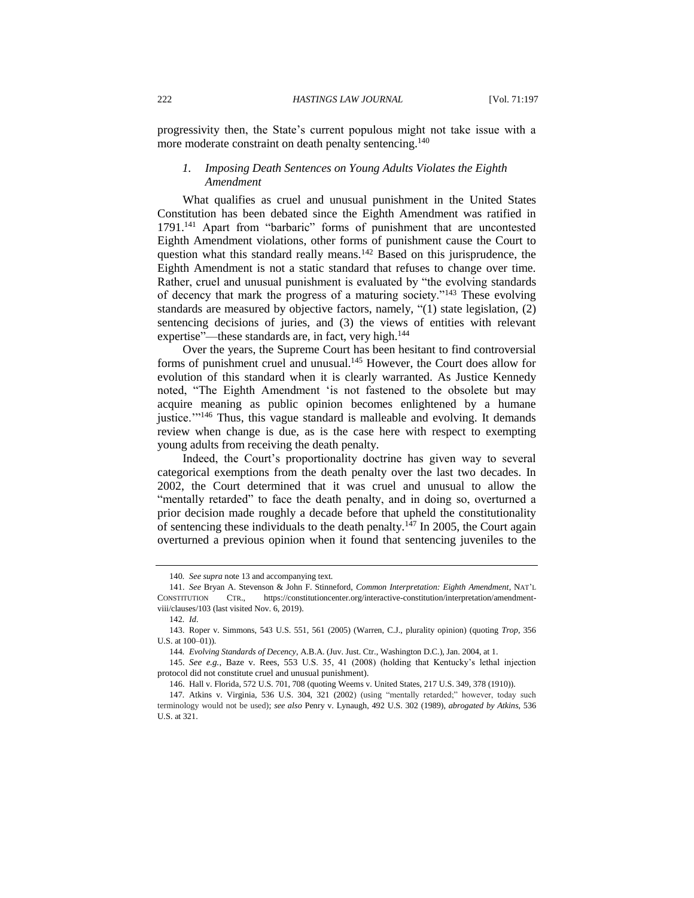progressivity then, the State's current populous might not take issue with a more moderate constraint on death penalty sentencing.[140]

### *1. Imposing Death Sentences on Young Adults Violates the Eighth Amendment*

What qualifies as cruel and unusual punishment in the United States Constitution has been debated since the Eighth Amendment was ratified in 1791.[141] Apart from "barbaric" forms of punishment that are uncontested Eighth Amendment violations, other forms of punishment cause the Court to question what this standard really means.[142] Based on this jurisprudence, the Eighth Amendment is not a static standard that refuses to change over time. Rather, cruel and unusual punishment is evaluated by "the evolving standards of decency that mark the progress of a maturing society."[143] These evolving standards are measured by objective factors, namely, "(1) state legislation, (2) sentencing decisions of juries, and (3) the views of entities with relevant expertise"—these standards are, in fact, very high.[144]

Over the years, the Supreme Court has been hesitant to find controversial forms of punishment cruel and unusual.[145] However, the Court does allow for evolution of this standard when it is clearly warranted. As Justice Kennedy noted, "The Eighth Amendment 'is not fastened to the obsolete but may acquire meaning as public opinion becomes enlightened by a humane justice.'"[146] Thus, this vague standard is malleable and evolving. It demands review when change is due, as is the case here with respect to exempting young adults from receiving the death penalty.

Indeed, the Court's proportionality doctrine has given way to several categorical exemptions from the death penalty over the last two decades. In 2002, the Court determined that it was cruel and unusual to allow the "mentally retarded" to face the death penalty, and in doing so, overturned a prior decision made roughly a decade before that upheld the constitutionality of sentencing these individuals to the death penalty.[147] In 2005, the Court again overturned a previous opinion when it found that sentencing juveniles to the

---

140. *See supra* note 13 and accompanying text.

141. *See* Bryan A. Stevenson & John F. Stinneford, *Common Interpretation: Eighth Amendment*, NAT'L CONSTITUTION CTR., https://constitutioncenter.org/interactive-constitution/interpretation/amendment-viii/clauses/103 (last visited Nov. 6, 2019).

142. *Id*.

143. Roper v. Simmons, 543 U.S. 551, 561 (2005) (Warren, C.J., plurality opinion) (quoting *Trop*, 356 U.S. at 100–01)).

144. *Evolving Standards of Decency*, A.B.A. (Juv. Just. Ctr., Washington D.C.), Jan. 2004, at 1.

145. *See e.g.*, Baze v. Rees, 553 U.S. 35, 41 (2008) (holding that Kentucky's lethal injection protocol did not constitute cruel and unusual punishment).

146. Hall v. Florida, 572 U.S. 701, 708 (quoting Weems v. United States, 217 U.S. 349, 378 (1910)).

147. Atkins v. Virginia, 536 U.S. 304, 321 (2002) (using "mentally retarded;" however, today such terminology would not be used); *see also* Penry v. Lynaugh, 492 U.S. 302 (1989), *abrogated by Atkins*, 536 U.S. at 321.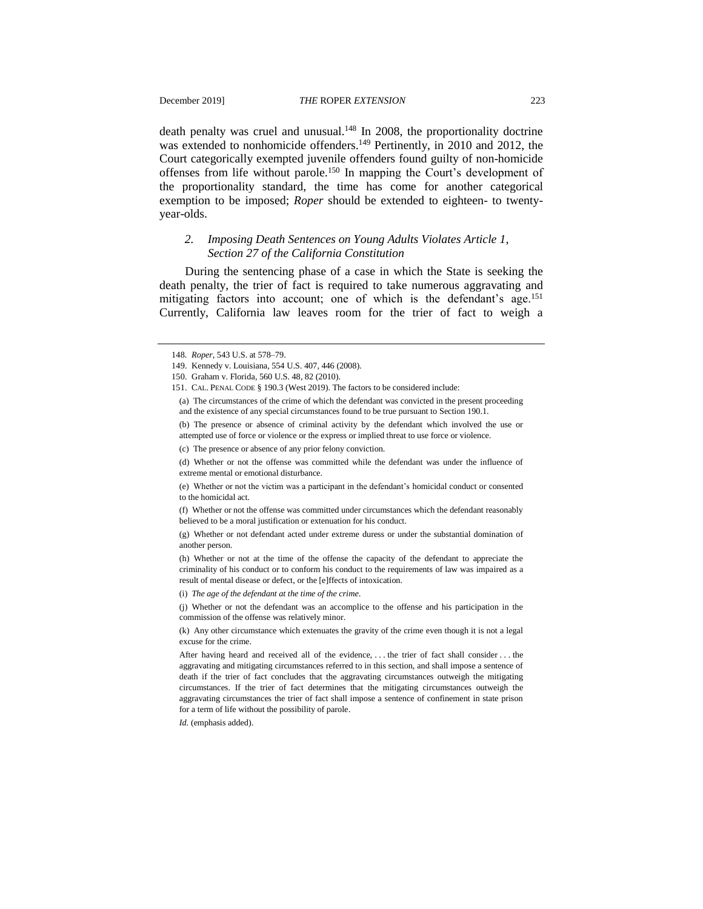death penalty was cruel and unusual.[148] In 2008, the proportionality doctrine was extended to nonhomicide offenders.[149] Pertinently, in 2010 and 2012, the Court categorically exempted juvenile offenders found guilty of non-homicide offenses from life without parole.[150] In mapping the Court's development of the proportionality standard, the time has come for another categorical exemption to be imposed; *Roper* should be extended to eighteen- to twenty-year-olds.

### *2. Imposing Death Sentences on Young Adults Violates Article 1, Section 27 of the California Constitution*

During the sentencing phase of a case in which the State is seeking the death penalty, the trier of fact is required to take numerous aggravating and mitigating factors into account; one of which is the defendant's age.[151] Currently, California law leaves room for the trier of fact to weigh a

---

148. *Roper*, 543 U.S. at 578–79.

149. Kennedy v. Louisiana, 554 U.S. 407, 446 (2008).

150. Graham v. Florida, 560 U.S. 48, 82 (2010).

151. CAL. PENAL CODE § 190.3 (West 2019). The factors to be considered include:

> (a) The circumstances of the crime of which the defendant was convicted in the present proceeding and the existence of any special circumstances found to be true pursuant to Section 190.1.
>
> (b) The presence or absence of criminal activity by the defendant which involved the use or attempted use of force or violence or the express or implied threat to use force or violence.
>
> (c) The presence or absence of any prior felony conviction.
>
> (d) Whether or not the offense was committed while the defendant was under the influence of extreme mental or emotional disturbance.
>
> (e) Whether or not the victim was a participant in the defendant's homicidal conduct or consented to the homicidal act.
>
> (f) Whether or not the offense was committed under circumstances which the defendant reasonably believed to be a moral justification or extenuation for his conduct.
>
> (g) Whether or not defendant acted under extreme duress or under the substantial domination of another person.
>
> (h) Whether or not at the time of the offense the capacity of the defendant to appreciate the criminality of his conduct or to conform his conduct to the requirements of law was impaired as a result of mental disease or defect, or the [e]ffects of intoxication.
>
> (i) *The age of the defendant at the time of the crime*.
>
> (j) Whether or not the defendant was an accomplice to the offense and his participation in the commission of the offense was relatively minor.
>
> (k) Any other circumstance which extenuates the gravity of the crime even though it is not a legal excuse for the crime.
>
> After having heard and received all of the evidence, . . . the trier of fact shall consider . . . the aggravating and mitigating circumstances referred to in this section, and shall impose a sentence of death if the trier of fact concludes that the aggravating circumstances outweigh the mitigating circumstances. If the trier of fact determines that the mitigating circumstances outweigh the aggravating circumstances the trier of fact shall impose a sentence of confinement in state prison for a term of life without the possibility of parole.

*Id.* (emphasis added).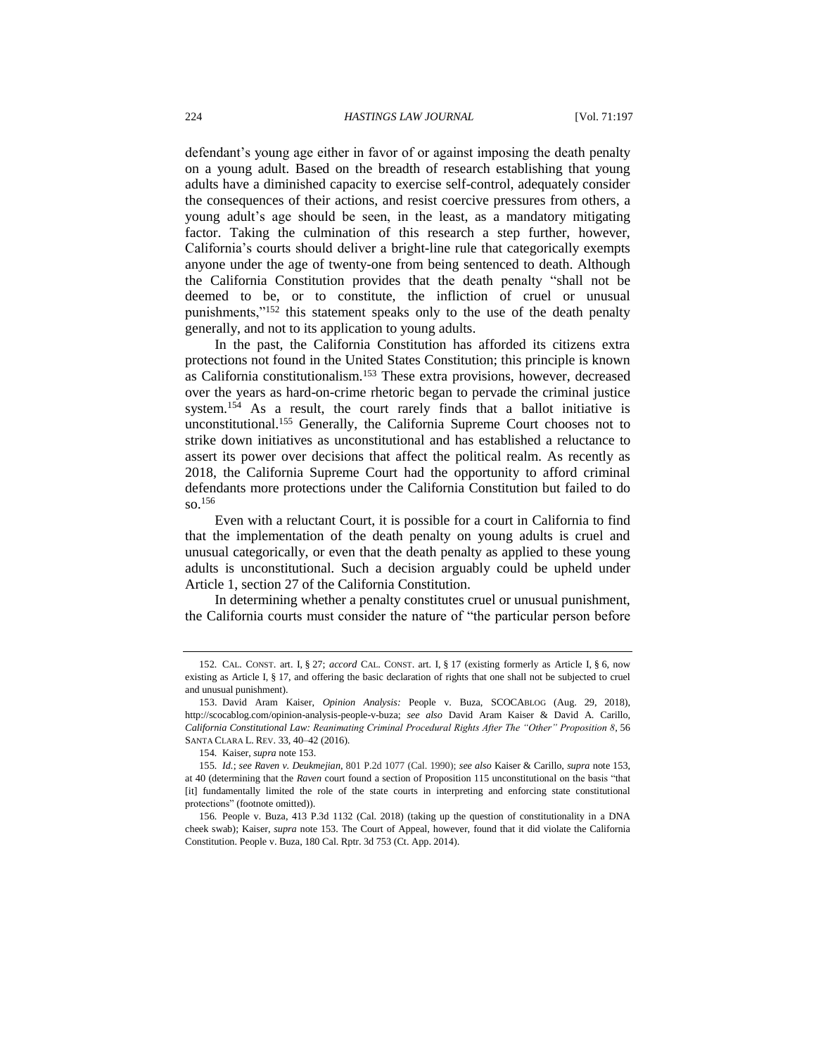defendant's young age either in favor of or against imposing the death penalty on a young adult. Based on the breadth of research establishing that young adults have a diminished capacity to exercise self-control, adequately consider the consequences of their actions, and resist coercive pressures from others, a young adult's age should be seen, in the least, as a mandatory mitigating factor. Taking the culmination of this research a step further, however, California's courts should deliver a bright-line rule that categorically exempts anyone under the age of twenty-one from being sentenced to death. Although the California Constitution provides that the death penalty "shall not be deemed to be, or to constitute, the infliction of cruel or unusual punishments,"[152] this statement speaks only to the use of the death penalty generally, and not to its application to young adults.

In the past, the California Constitution has afforded its citizens extra protections not found in the United States Constitution; this principle is known as California constitutionalism.[153] These extra provisions, however, decreased over the years as hard-on-crime rhetoric began to pervade the criminal justice system.[154] As a result, the court rarely finds that a ballot initiative is unconstitutional.[155] Generally, the California Supreme Court chooses not to strike down initiatives as unconstitutional and has established a reluctance to assert its power over decisions that affect the political realm. As recently as 2018, the California Supreme Court had the opportunity to afford criminal defendants more protections under the California Constitution but failed to do so.[156]

Even with a reluctant Court, it is possible for a court in California to find that the implementation of the death penalty on young adults is cruel and unusual categorically, or even that the death penalty as applied to these young adults is unconstitutional. Such a decision arguably could be upheld under Article 1, section 27 of the California Constitution.

In determining whether a penalty constitutes cruel or unusual punishment, the California courts must consider the nature of "the particular person before

---

152. CAL. CONST. art. I, § 27; *accord* CAL. CONST. art. I, § 17 (existing formerly as Article I, § 6, now existing as Article I, § 17, and offering the basic declaration of rights that one shall not be subjected to cruel and unusual punishment).

153. David Aram Kaiser, *Opinion Analysis:* People v. Buza, SCOCABLOG (Aug. 29, 2018), http://scocablog.com/opinion-analysis-people-v-buza; *see also* David Aram Kaiser & David A. Carillo, *California Constitutional Law: Reanimating Criminal Procedural Rights After The "Other" Proposition 8*, 56 SANTA CLARA L. REV. 33, 40–42 (2016).

154. Kaiser, *supra* note 153.

155. *Id.*; *see Raven v. Deukmejian*, 801 P.2d 1077 (Cal. 1990); *see also* Kaiser & Carillo, *supra* note 153, at 40 (determining that the *Raven* court found a section of Proposition 115 unconstitutional on the basis "that [it] fundamentally limited the role of the state courts in interpreting and enforcing state constitutional protections" (footnote omitted)).

156. People v. Buza, 413 P.3d 1132 (Cal. 2018) (taking up the question of constitutionality in a DNA cheek swab); Kaiser, *supra* note 153. The Court of Appeal, however, found that it did violate the California Constitution. People v. Buza, 180 Cal. Rptr. 3d 753 (Ct. App. 2014).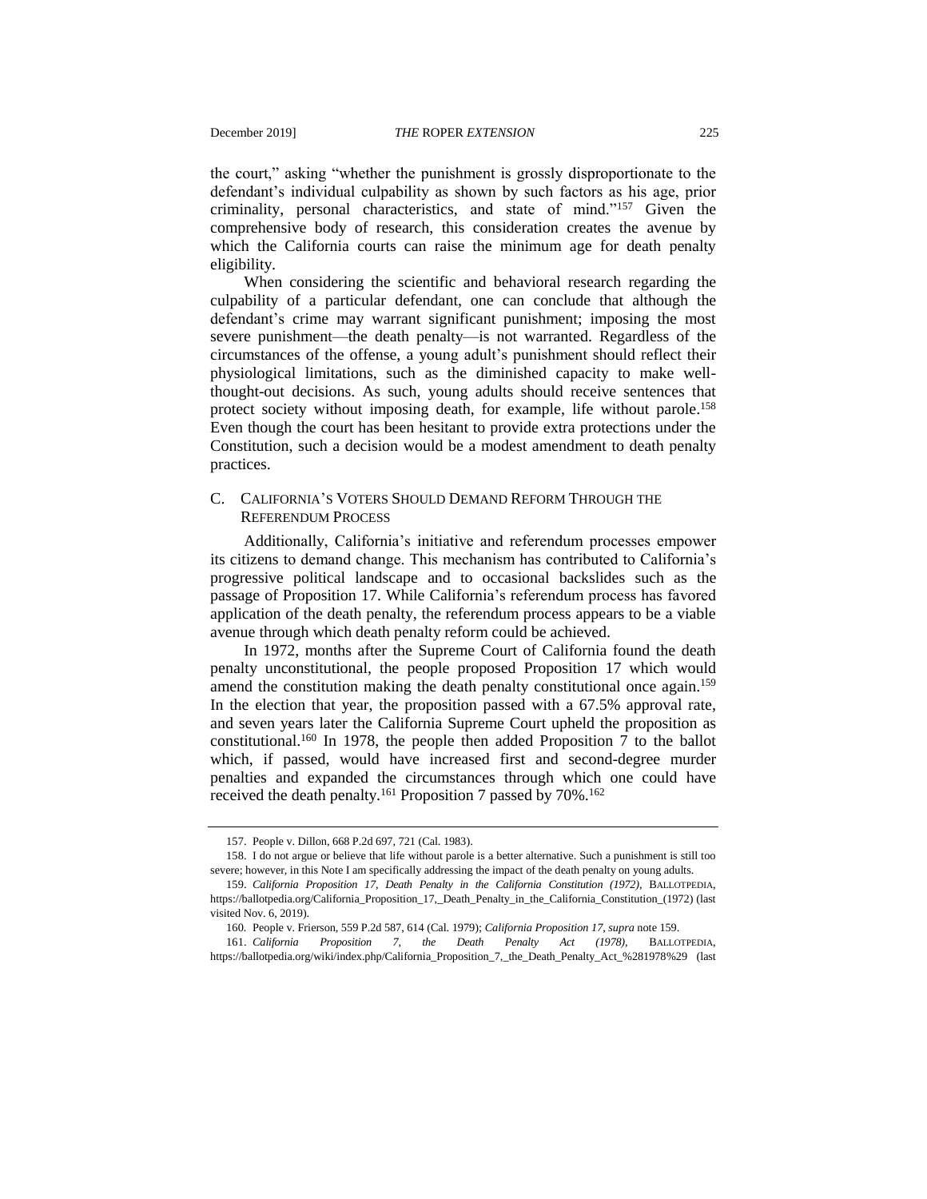the court," asking "whether the punishment is grossly disproportionate to the defendant's individual culpability as shown by such factors as his age, prior criminality, personal characteristics, and state of mind."[157] Given the comprehensive body of research, this consideration creates the avenue by which the California courts can raise the minimum age for death penalty eligibility.

When considering the scientific and behavioral research regarding the culpability of a particular defendant, one can conclude that although the defendant's crime may warrant significant punishment; imposing the most severe punishment—the death penalty—is not warranted. Regardless of the circumstances of the offense, a young adult's punishment should reflect their physiological limitations, such as the diminished capacity to make well-thought-out decisions. As such, young adults should receive sentences that protect society without imposing death, for example, life without parole.[158] Even though the court has been hesitant to provide extra protections under the Constitution, such a decision would be a modest amendment to death penalty practices.

### C. CALIFORNIA'S VOTERS SHOULD DEMAND REFORM THROUGH THE REFERENDUM PROCESS

Additionally, California's initiative and referendum processes empower its citizens to demand change. This mechanism has contributed to California's progressive political landscape and to occasional backslides such as the passage of Proposition 17. While California's referendum process has favored application of the death penalty, the referendum process appears to be a viable avenue through which death penalty reform could be achieved.

In 1972, months after the Supreme Court of California found the death penalty unconstitutional, the people proposed Proposition 17 which would amend the constitution making the death penalty constitutional once again.[159] In the election that year, the proposition passed with a 67.5% approval rate, and seven years later the California Supreme Court upheld the proposition as constitutional.[160] In 1978, the people then added Proposition 7 to the ballot which, if passed, would have increased first and second-degree murder penalties and expanded the circumstances through which one could have received the death penalty.[161] Proposition 7 passed by 70%.[162]

---

157. People v. Dillon, 668 P.2d 697, 721 (Cal. 1983).

158. I do not argue or believe that life without parole is a better alternative. Such a punishment is still too severe; however, in this Note I am specifically addressing the impact of the death penalty on young adults.

159. *California Proposition 17, Death Penalty in the California Constitution (1972)*, BALLOTPEDIA, https://ballotpedia.org/California_Proposition_17,_Death_Penalty_in_the_California_Constitution_(1972) (last visited Nov. 6, 2019).

160. People v. Frierson, 559 P.2d 587, 614 (Cal. 1979); *California Proposition 17*, *supra* note 159.

161. *California Proposition 7, the Death Penalty Act (1978)*, BALLOTPEDIA, https://ballotpedia.org/wiki/index.php/California_Proposition_7,_the_Death_Penalty_Act_%281978%29 (last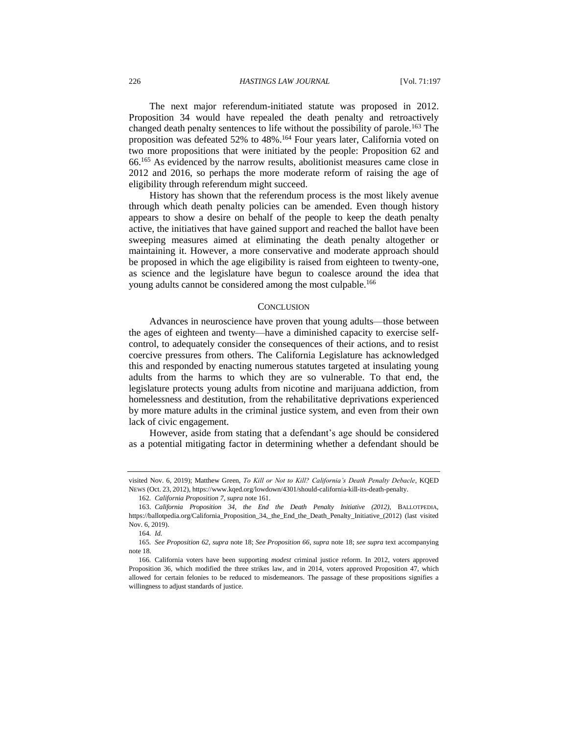The next major referendum-initiated statute was proposed in 2012. Proposition 34 would have repealed the death penalty and retroactively changed death penalty sentences to life without the possibility of parole.[163] The proposition was defeated 52% to 48%.[164] Four years later, California voted on two more propositions that were initiated by the people: Proposition 62 and 66.[165] As evidenced by the narrow results, abolitionist measures came close in 2012 and 2016, so perhaps the more moderate reform of raising the age of eligibility through referendum might succeed.

History has shown that the referendum process is the most likely avenue through which death penalty policies can be amended. Even though history appears to show a desire on behalf of the people to keep the death penalty active, the initiatives that have gained support and reached the ballot have been sweeping measures aimed at eliminating the death penalty altogether or maintaining it. However, a more conservative and moderate approach should be proposed in which the age eligibility is raised from eighteen to twenty-one, as science and the legislature have begun to coalesce around the idea that young adults cannot be considered among the most culpable.[166]

## CONCLUSION

Advances in neuroscience have proven that young adults—those between the ages of eighteen and twenty—have a diminished capacity to exercise self-control, to adequately consider the consequences of their actions, and to resist coercive pressures from others. The California Legislature has acknowledged this and responded by enacting numerous statutes targeted at insulating young adults from the harms to which they are so vulnerable. To that end, the legislature protects young adults from nicotine and marijuana addiction, from homelessness and destitution, from the rehabilitative deprivations experienced by more mature adults in the criminal justice system, and even from their own lack of civic engagement.

However, aside from stating that a defendant's age should be considered as a potential mitigating factor in determining whether a defendant should be

---

visited Nov. 6, 2019); Matthew Green, *To Kill or Not to Kill? California's Death Penalty Debacle*, KQED NEWS (Oct. 23, 2012), https://www.kqed.org/lowdown/4301/should-california-kill-its-death-penalty.

162. *California Proposition 7*, *supra* note 161.

163. *California Proposition 34, the End the Death Penalty Initiative (2012)*, BALLOTPEDIA, https://ballotpedia.org/California_Proposition_34,_the_End_the_Death_Penalty_Initiative_(2012) (last visited Nov. 6, 2019).

164. *Id.*

165. *See Proposition 62*, *supra* note 18; *See Proposition 66*, *supra* note 18; *see supra* text accompanying note 18.

166. California voters have been supporting *modest* criminal justice reform. In 2012, voters approved Proposition 36, which modified the three strikes law, and in 2014, voters approved Proposition 47, which allowed for certain felonies to be reduced to misdemeanors. The passage of these propositions signifies a willingness to adjust standards of justice.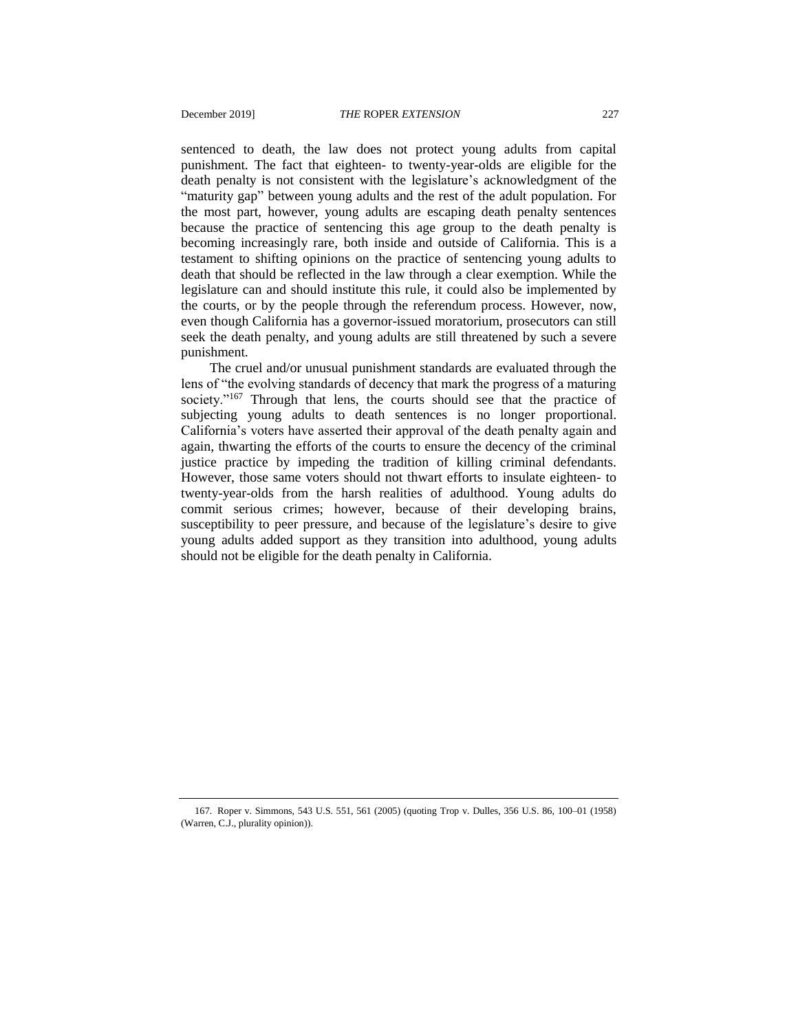sentenced to death, the law does not protect young adults from capital punishment. The fact that eighteen- to twenty-year-olds are eligible for the death penalty is not consistent with the legislature's acknowledgment of the "maturity gap" between young adults and the rest of the adult population. For the most part, however, young adults are escaping death penalty sentences because the practice of sentencing this age group to the death penalty is becoming increasingly rare, both inside and outside of California. This is a testament to shifting opinions on the practice of sentencing young adults to death that should be reflected in the law through a clear exemption. While the legislature can and should institute this rule, it could also be implemented by the courts, or by the people through the referendum process. However, now, even though California has a governor-issued moratorium, prosecutors can still seek the death penalty, and young adults are still threatened by such a severe punishment.

The cruel and/or unusual punishment standards are evaluated through the lens of "the evolving standards of decency that mark the progress of a maturing society."[167] Through that lens, the courts should see that the practice of subjecting young adults to death sentences is no longer proportional. California's voters have asserted their approval of the death penalty again and again, thwarting the efforts of the courts to ensure the decency of the criminal justice practice by impeding the tradition of killing criminal defendants. However, those same voters should not thwart efforts to insulate eighteen- to twenty-year-olds from the harsh realities of adulthood. Young adults do commit serious crimes; however, because of their developing brains, susceptibility to peer pressure, and because of the legislature's desire to give young adults added support as they transition into adulthood, young adults should not be eligible for the death penalty in California.

---

167. Roper v. Simmons, 543 U.S. 551, 561 (2005) (quoting Trop v. Dulles, 356 U.S. 86, 100–01 (1958) (Warren, C.J., plurality opinion)).